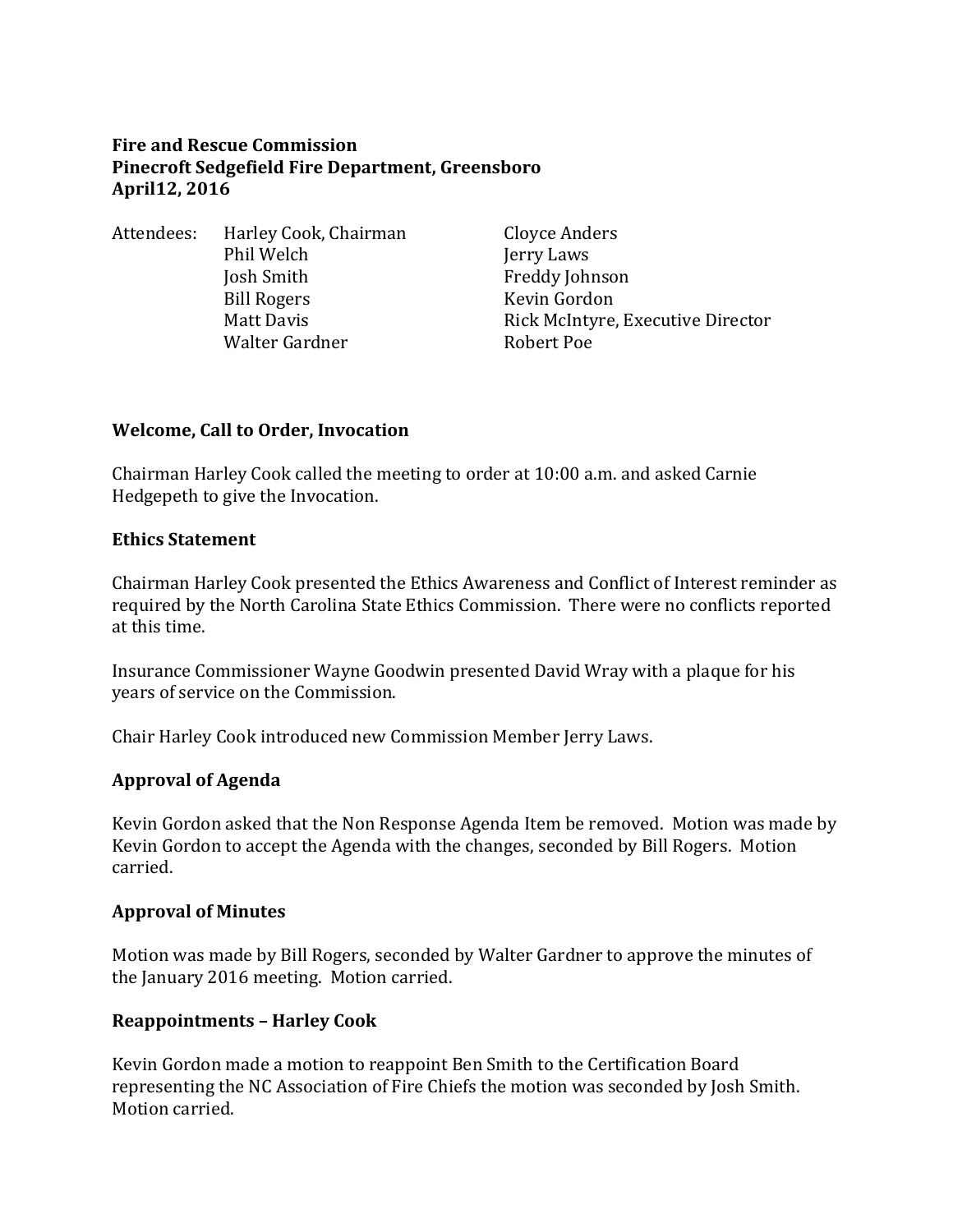**Fire and Rescue Commission**
**Pinecroft Sedgefield Fire Department, Greensboro**
**April12, 2016**

Attendees:

| | |
|---|---|
| Harley Cook, Chairman | Cloyce Anders |
| Phil Welch | Jerry Laws |
| Josh Smith | Freddy Johnson |
| Bill Rogers | Kevin Gordon |
| Matt Davis | Rick McIntyre, Executive Director |
| Walter Gardner | Robert Poe |

## Welcome, Call to Order, Invocation

Chairman Harley Cook called the meeting to order at 10:00 a.m. and asked Carnie Hedgepeth to give the Invocation.

## Ethics Statement

Chairman Harley Cook presented the Ethics Awareness and Conflict of Interest reminder as required by the North Carolina State Ethics Commission. There were no conflicts reported at this time.

Insurance Commissioner Wayne Goodwin presented David Wray with a plaque for his years of service on the Commission.

Chair Harley Cook introduced new Commission Member Jerry Laws.

## Approval of Agenda

Kevin Gordon asked that the Non Response Agenda Item be removed. Motion was made by Kevin Gordon to accept the Agenda with the changes, seconded by Bill Rogers. Motion carried.

## Approval of Minutes

Motion was made by Bill Rogers, seconded by Walter Gardner to approve the minutes of the January 2016 meeting. Motion carried.

## Reappointments – Harley Cook

Kevin Gordon made a motion to reappoint Ben Smith to the Certification Board representing the NC Association of Fire Chiefs the motion was seconded by Josh Smith. Motion carried.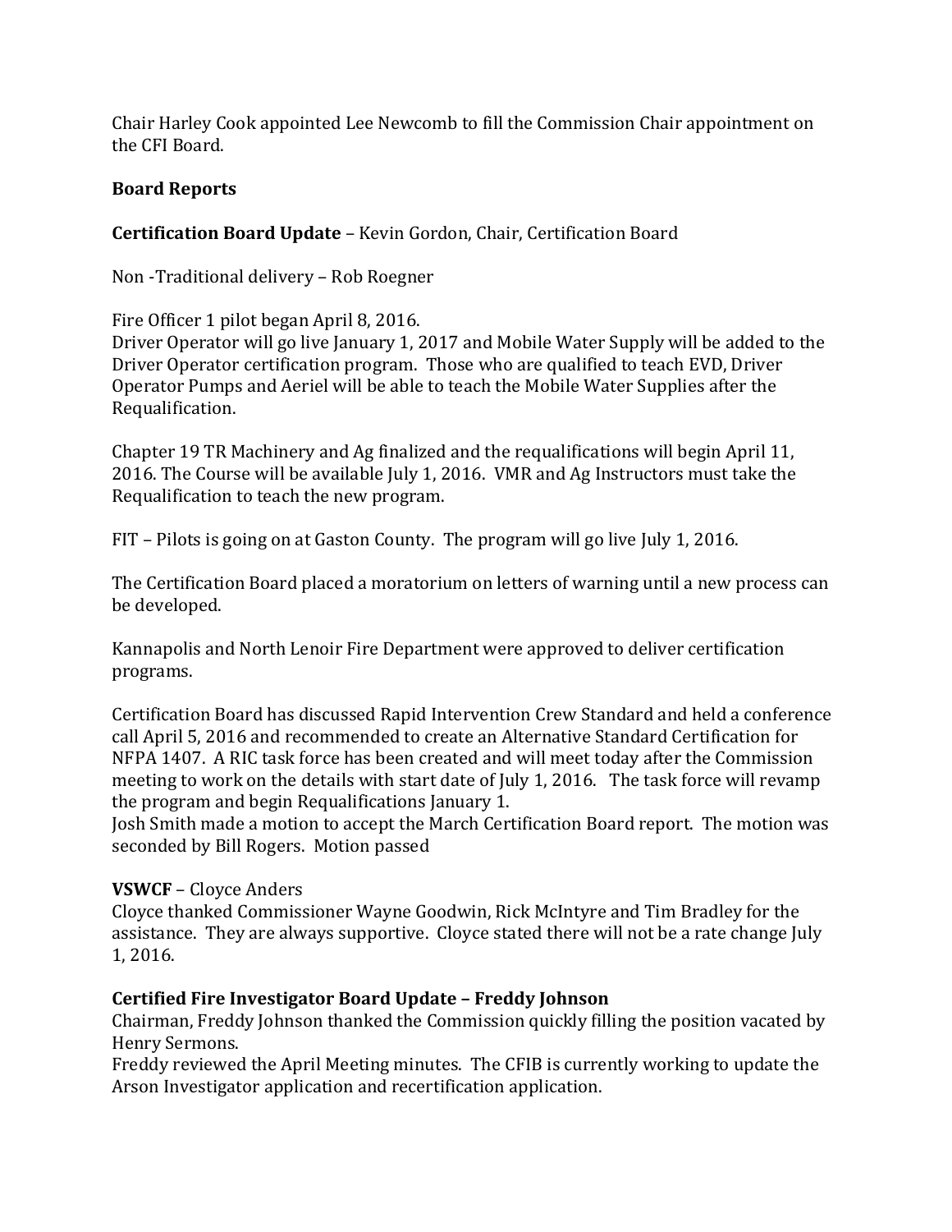Chair Harley Cook appointed Lee Newcomb to fill the Commission Chair appointment on the CFI Board.

**Board Reports**

**Certification Board Update** – Kevin Gordon, Chair, Certification Board

Non -Traditional delivery – Rob Roegner

Fire Officer 1 pilot began April 8, 2016.
Driver Operator will go live January 1, 2017 and Mobile Water Supply will be added to the Driver Operator certification program. Those who are qualified to teach EVD, Driver Operator Pumps and Aeriel will be able to teach the Mobile Water Supplies after the Requalification.

Chapter 19 TR Machinery and Ag finalized and the requalifications will begin April 11, 2016. The Course will be available July 1, 2016. VMR and Ag Instructors must take the Requalification to teach the new program.

FIT – Pilots is going on at Gaston County. The program will go live July 1, 2016.

The Certification Board placed a moratorium on letters of warning until a new process can be developed.

Kannapolis and North Lenoir Fire Department were approved to deliver certification programs.

Certification Board has discussed Rapid Intervention Crew Standard and held a conference call April 5, 2016 and recommended to create an Alternative Standard Certification for NFPA 1407. A RIC task force has been created and will meet today after the Commission meeting to work on the details with start date of July 1, 2016. The task force will revamp the program and begin Requalifications January 1.
Josh Smith made a motion to accept the March Certification Board report. The motion was seconded by Bill Rogers. Motion passed

**VSWCF** – Cloyce Anders
Cloyce thanked Commissioner Wayne Goodwin, Rick McIntyre and Tim Bradley for the assistance. They are always supportive. Cloyce stated there will not be a rate change July 1, 2016.

**Certified Fire Investigator Board Update – Freddy Johnson**
Chairman, Freddy Johnson thanked the Commission quickly filling the position vacated by Henry Sermons.
Freddy reviewed the April Meeting minutes. The CFIB is currently working to update the Arson Investigator application and recertification application.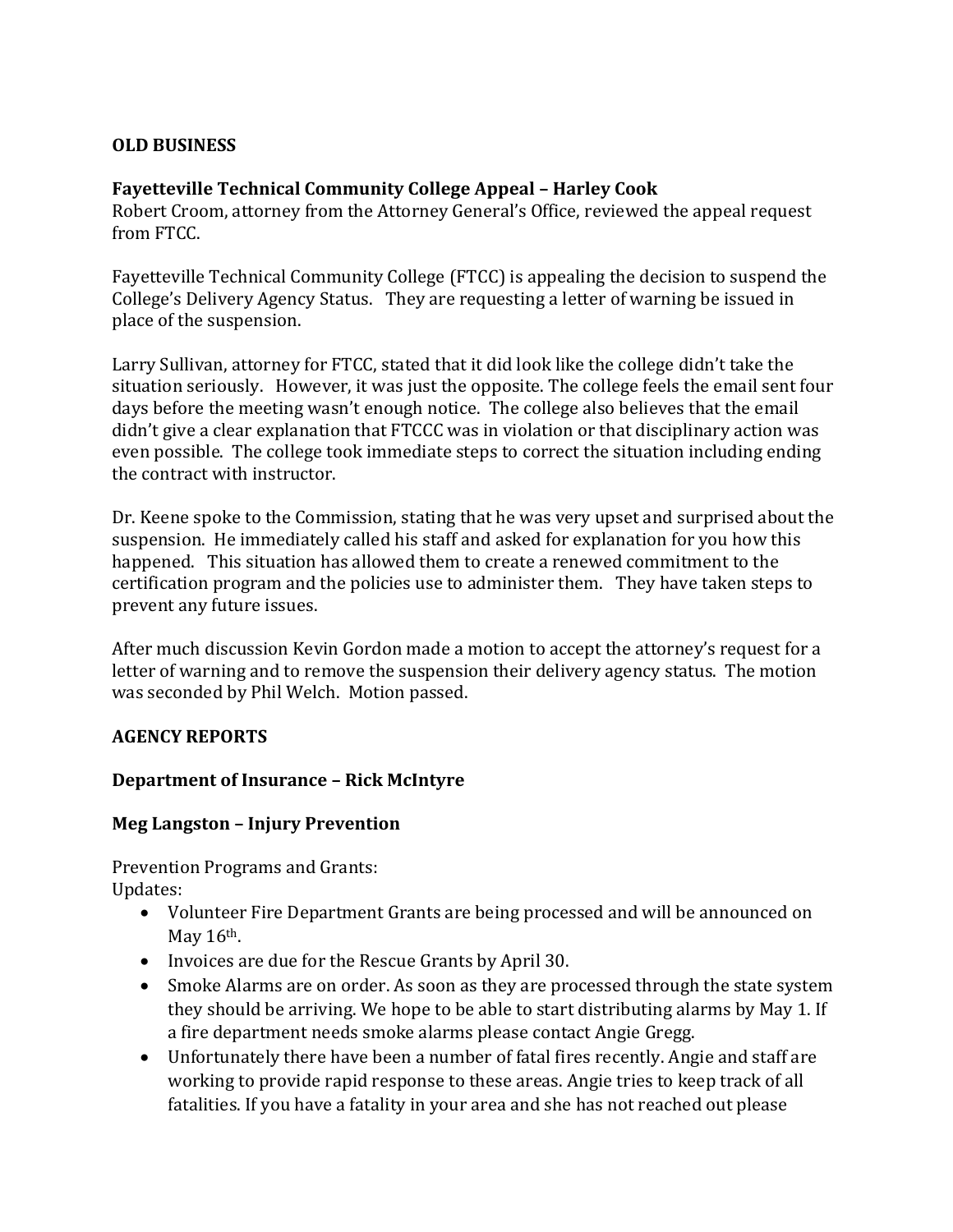**OLD BUSINESS**

**Fayetteville Technical Community College Appeal – Harley Cook**

Robert Croom, attorney from the Attorney General's Office, reviewed the appeal request from FTCC.

Fayetteville Technical Community College (FTCC) is appealing the decision to suspend the College's Delivery Agency Status. They are requesting a letter of warning be issued in place of the suspension.

Larry Sullivan, attorney for FTCC, stated that it did look like the college didn't take the situation seriously. However, it was just the opposite. The college feels the email sent four days before the meeting wasn't enough notice. The college also believes that the email didn't give a clear explanation that FTCCC was in violation or that disciplinary action was even possible. The college took immediate steps to correct the situation including ending the contract with instructor.

Dr. Keene spoke to the Commission, stating that he was very upset and surprised about the suspension. He immediately called his staff and asked for explanation for you how this happened. This situation has allowed them to create a renewed commitment to the certification program and the policies use to administer them. They have taken steps to prevent any future issues.

After much discussion Kevin Gordon made a motion to accept the attorney's request for a letter of warning and to remove the suspension their delivery agency status. The motion was seconded by Phil Welch. Motion passed.

**AGENCY REPORTS**

**Department of Insurance – Rick McIntyre**

**Meg Langston – Injury Prevention**

Prevention Programs and Grants:
Updates:

- Volunteer Fire Department Grants are being processed and will be announced on May 16th.
- Invoices are due for the Rescue Grants by April 30.
- Smoke Alarms are on order. As soon as they are processed through the state system they should be arriving. We hope to be able to start distributing alarms by May 1. If a fire department needs smoke alarms please contact Angie Gregg.
- Unfortunately there have been a number of fatal fires recently. Angie and staff are working to provide rapid response to these areas. Angie tries to keep track of all fatalities. If you have a fatality in your area and she has not reached out please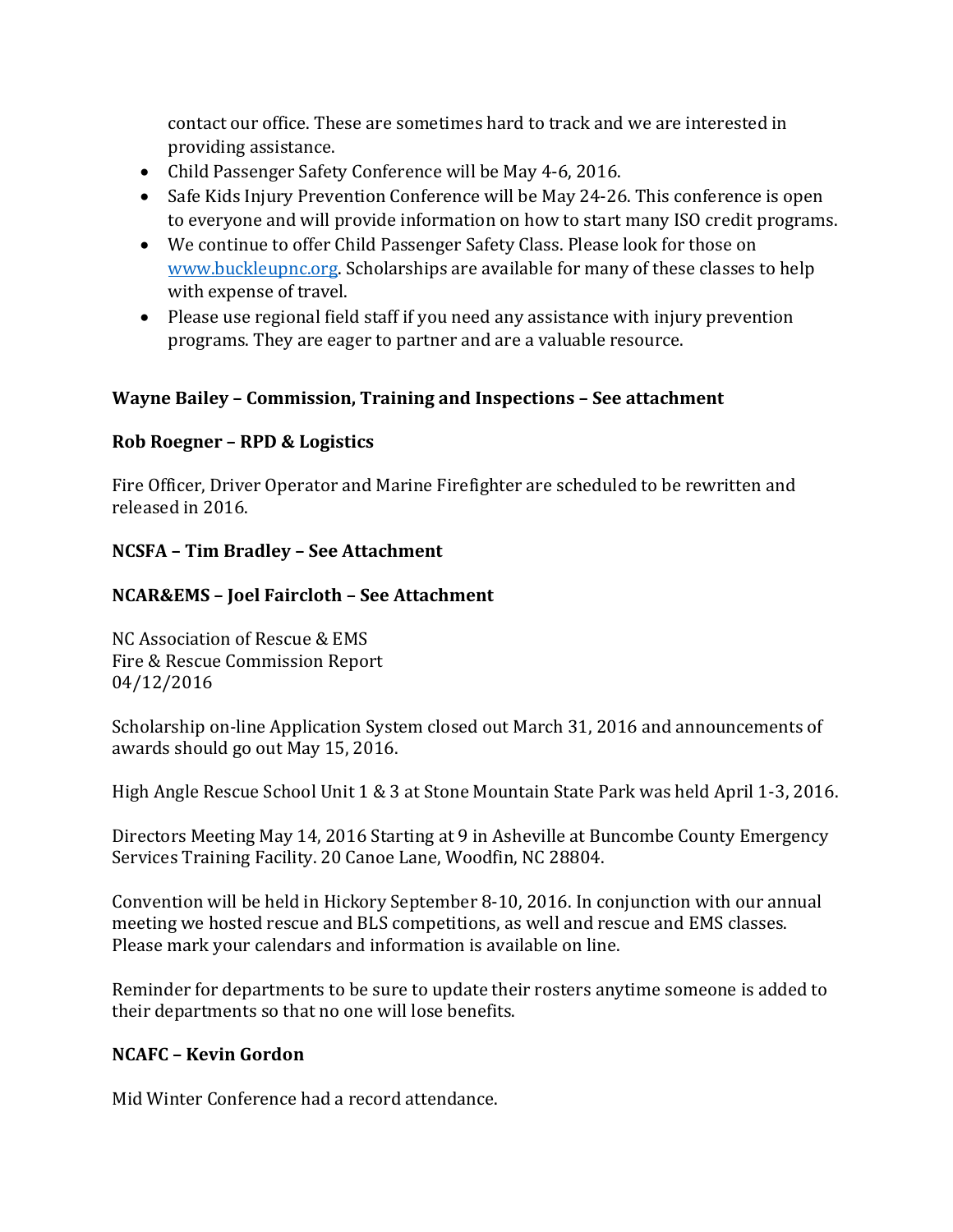contact our office. These are sometimes hard to track and we are interested in providing assistance.

- Child Passenger Safety Conference will be May 4-6, 2016.
- Safe Kids Injury Prevention Conference will be May 24-26. This conference is open to everyone and will provide information on how to start many ISO credit programs.
- We continue to offer Child Passenger Safety Class. Please look for those on [www.buckleupnc.org](http://www.buckleupnc.org). Scholarships are available for many of these classes to help with expense of travel.
- Please use regional field staff if you need any assistance with injury prevention programs. They are eager to partner and are a valuable resource.

**Wayne Bailey – Commission, Training and Inspections – See attachment**

**Rob Roegner – RPD & Logistics**

Fire Officer, Driver Operator and Marine Firefighter are scheduled to be rewritten and released in 2016.

**NCSFA – Tim Bradley – See Attachment**

**NCAR&EMS – Joel Faircloth – See Attachment**

NC Association of Rescue & EMS
Fire & Rescue Commission Report
04/12/2016

Scholarship on-line Application System closed out March 31, 2016 and announcements of awards should go out May 15, 2016.

High Angle Rescue School Unit 1 & 3 at Stone Mountain State Park was held April 1-3, 2016.

Directors Meeting May 14, 2016 Starting at 9 in Asheville at Buncombe County Emergency Services Training Facility. 20 Canoe Lane, Woodfin, NC 28804.

Convention will be held in Hickory September 8-10, 2016. In conjunction with our annual meeting we hosted rescue and BLS competitions, as well and rescue and EMS classes. Please mark your calendars and information is available on line.

Reminder for departments to be sure to update their rosters anytime someone is added to their departments so that no one will lose benefits.

**NCAFC – Kevin Gordon**

Mid Winter Conference had a record attendance.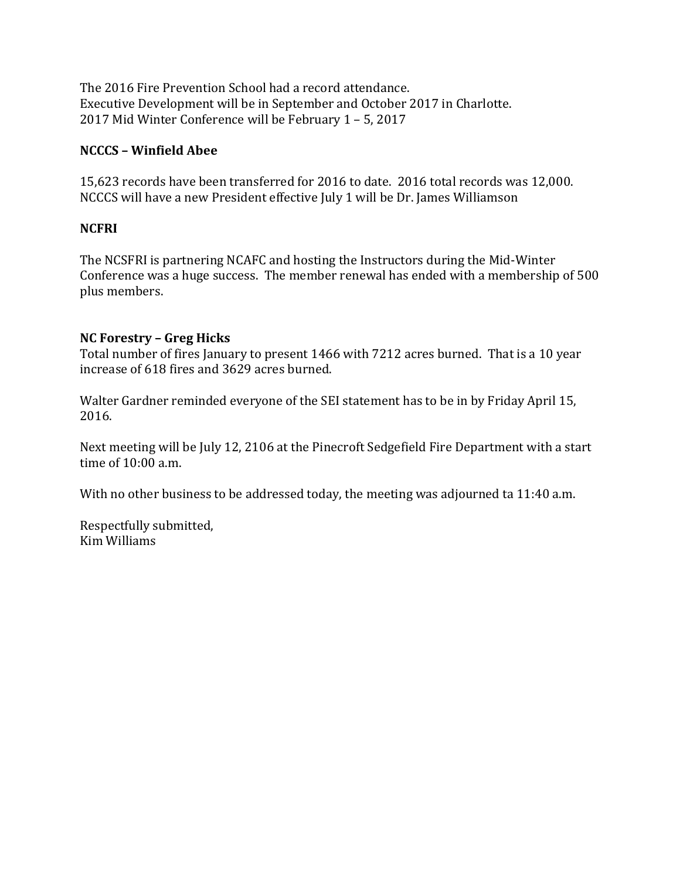The 2016 Fire Prevention School had a record attendance.
Executive Development will be in September and October 2017 in Charlotte.
2017 Mid Winter Conference will be February 1 – 5, 2017

**NCCCS – Winfield Abee**

15,623 records have been transferred for 2016 to date. 2016 total records was 12,000.
NCCCS will have a new President effective July 1 will be Dr. James Williamson

**NCFRI**

The NCSFRI is partnering NCAFC and hosting the Instructors during the Mid-Winter Conference was a huge success. The member renewal has ended with a membership of 500 plus members.

**NC Forestry – Greg Hicks**
Total number of fires January to present 1466 with 7212 acres burned. That is a 10 year increase of 618 fires and 3629 acres burned.

Walter Gardner reminded everyone of the SEI statement has to be in by Friday April 15, 2016.

Next meeting will be July 12, 2106 at the Pinecroft Sedgefield Fire Department with a start time of 10:00 a.m.

With no other business to be addressed today, the meeting was adjourned ta 11:40 a.m.

Respectfully submitted,
Kim Williams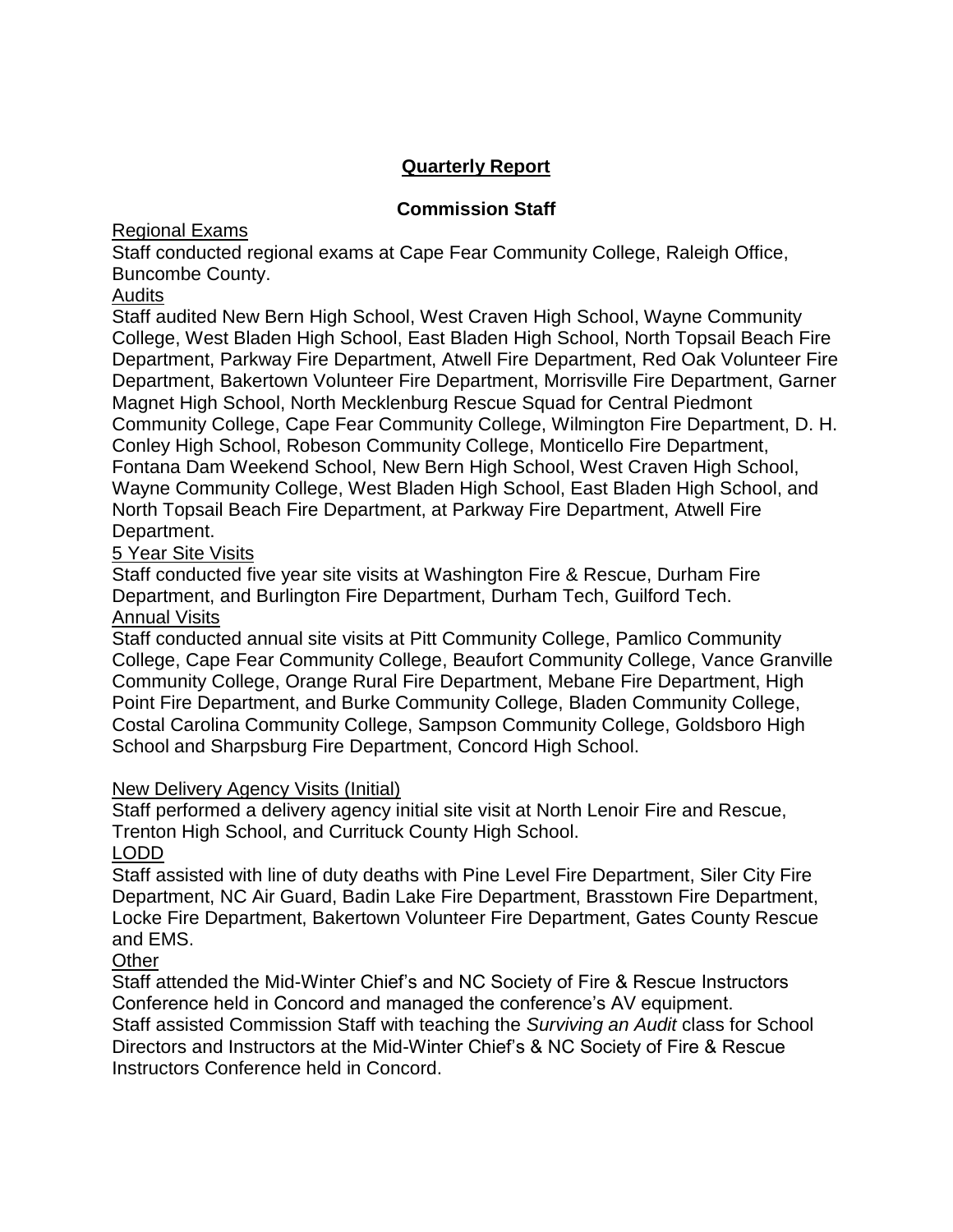## Quarterly Report

### Commission Staff

Regional Exams

Staff conducted regional exams at Cape Fear Community College, Raleigh Office, Buncombe County.

Audits

Staff audited New Bern High School, West Craven High School, Wayne Community College, West Bladen High School, East Bladen High School, North Topsail Beach Fire Department, Parkway Fire Department, Atwell Fire Department, Red Oak Volunteer Fire Department, Bakertown Volunteer Fire Department, Morrisville Fire Department, Garner Magnet High School, North Mecklenburg Rescue Squad for Central Piedmont Community College, Cape Fear Community College, Wilmington Fire Department, D. H. Conley High School, Robeson Community College, Monticello Fire Department, Fontana Dam Weekend School, New Bern High School, West Craven High School, Wayne Community College, West Bladen High School, East Bladen High School, and North Topsail Beach Fire Department, at Parkway Fire Department, Atwell Fire Department.

5 Year Site Visits

Staff conducted five year site visits at Washington Fire & Rescue, Durham Fire Department, and Burlington Fire Department, Durham Tech, Guilford Tech.

Annual Visits

Staff conducted annual site visits at Pitt Community College, Pamlico Community College, Cape Fear Community College, Beaufort Community College, Vance Granville Community College, Orange Rural Fire Department, Mebane Fire Department, High Point Fire Department, and Burke Community College, Bladen Community College, Costal Carolina Community College, Sampson Community College, Goldsboro High School and Sharpsburg Fire Department, Concord High School.

New Delivery Agency Visits (Initial)

Staff performed a delivery agency initial site visit at North Lenoir Fire and Rescue, Trenton High School, and Currituck County High School.

LODD

Staff assisted with line of duty deaths with Pine Level Fire Department, Siler City Fire Department, NC Air Guard, Badin Lake Fire Department, Brasstown Fire Department, Locke Fire Department, Bakertown Volunteer Fire Department, Gates County Rescue and EMS.

Other

Staff attended the Mid-Winter Chief's and NC Society of Fire & Rescue Instructors Conference held in Concord and managed the conference's AV equipment.

Staff assisted Commission Staff with teaching the *Surviving an Audit* class for School Directors and Instructors at the Mid-Winter Chief's & NC Society of Fire & Rescue Instructors Conference held in Concord.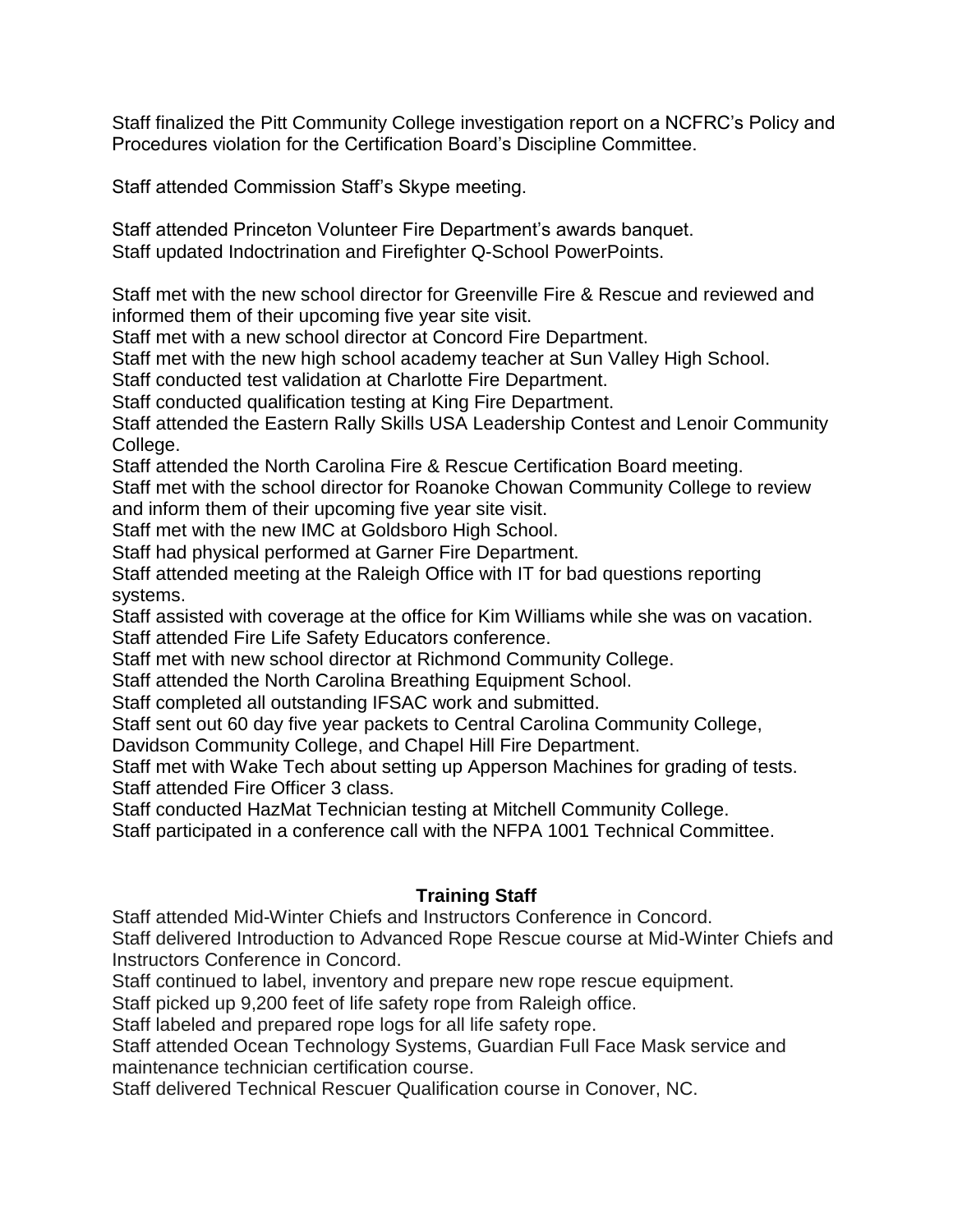Staff finalized the Pitt Community College investigation report on a NCFRC's Policy and Procedures violation for the Certification Board's Discipline Committee.

Staff attended Commission Staff's Skype meeting.

Staff attended Princeton Volunteer Fire Department's awards banquet.
Staff updated Indoctrination and Firefighter Q-School PowerPoints.

Staff met with the new school director for Greenville Fire & Rescue and reviewed and informed them of their upcoming five year site visit.
Staff met with a new school director at Concord Fire Department.
Staff met with the new high school academy teacher at Sun Valley High School.
Staff conducted test validation at Charlotte Fire Department.
Staff conducted qualification testing at King Fire Department.
Staff attended the Eastern Rally Skills USA Leadership Contest and Lenoir Community College.
Staff attended the North Carolina Fire & Rescue Certification Board meeting.
Staff met with the school director for Roanoke Chowan Community College to review and inform them of their upcoming five year site visit.
Staff met with the new IMC at Goldsboro High School.
Staff had physical performed at Garner Fire Department.
Staff attended meeting at the Raleigh Office with IT for bad questions reporting systems.
Staff assisted with coverage at the office for Kim Williams while she was on vacation.
Staff attended Fire Life Safety Educators conference.
Staff met with new school director at Richmond Community College.
Staff attended the North Carolina Breathing Equipment School.
Staff completed all outstanding IFSAC work and submitted.
Staff sent out 60 day five year packets to Central Carolina Community College, Davidson Community College, and Chapel Hill Fire Department.
Staff met with Wake Tech about setting up Apperson Machines for grading of tests.
Staff attended Fire Officer 3 class.
Staff conducted HazMat Technician testing at Mitchell Community College.
Staff participated in a conference call with the NFPA 1001 Technical Committee.

## Training Staff

Staff attended Mid-Winter Chiefs and Instructors Conference in Concord.
Staff delivered Introduction to Advanced Rope Rescue course at Mid-Winter Chiefs and Instructors Conference in Concord.
Staff continued to label, inventory and prepare new rope rescue equipment.
Staff picked up 9,200 feet of life safety rope from Raleigh office.
Staff labeled and prepared rope logs for all life safety rope.
Staff attended Ocean Technology Systems, Guardian Full Face Mask service and maintenance technician certification course.
Staff delivered Technical Rescuer Qualification course in Conover, NC.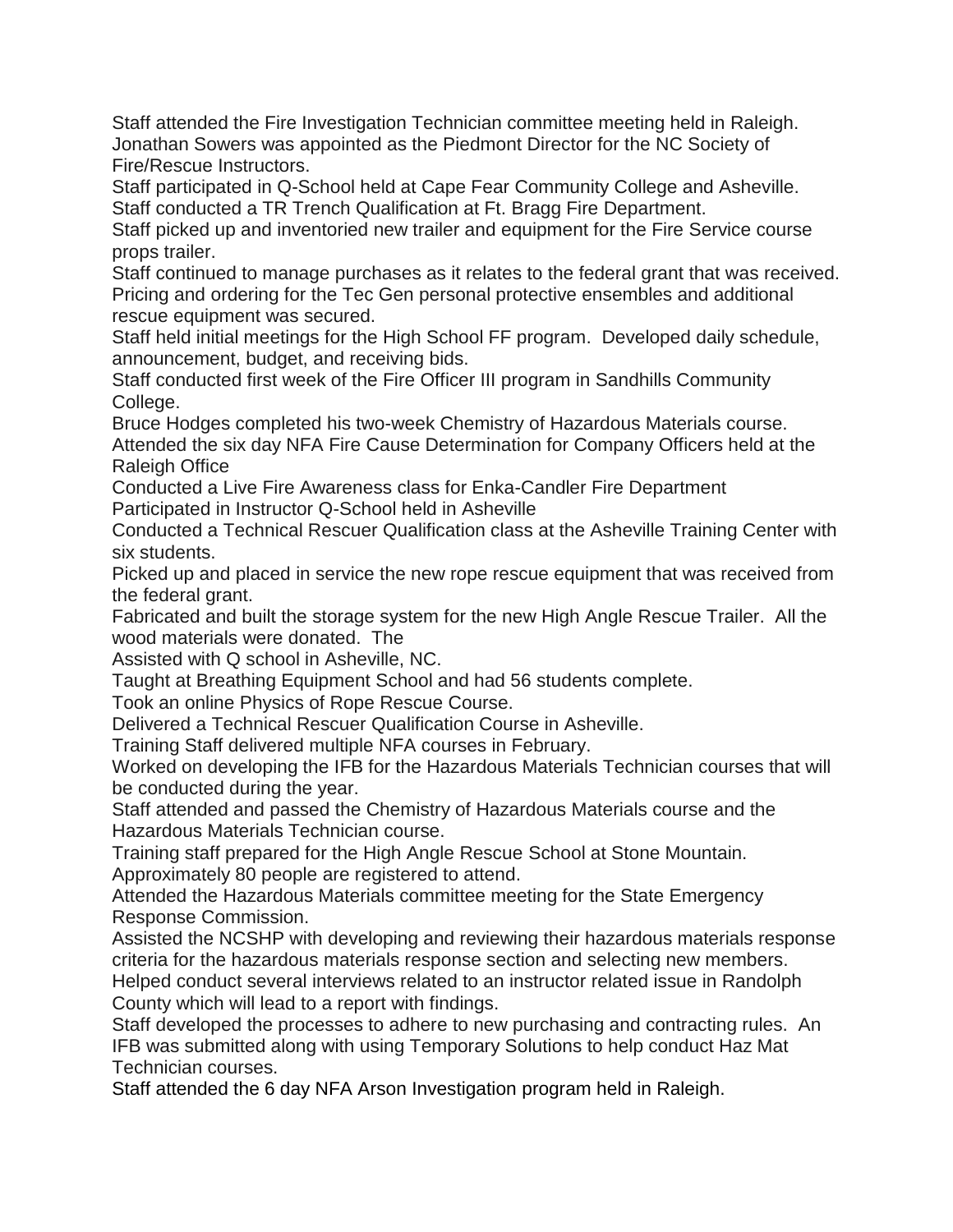Staff attended the Fire Investigation Technician committee meeting held in Raleigh.
Jonathan Sowers was appointed as the Piedmont Director for the NC Society of Fire/Rescue Instructors.
Staff participated in Q-School held at Cape Fear Community College and Asheville.
Staff conducted a TR Trench Qualification at Ft. Bragg Fire Department.
Staff picked up and inventoried new trailer and equipment for the Fire Service course props trailer.
Staff continued to manage purchases as it relates to the federal grant that was received. Pricing and ordering for the Tec Gen personal protective ensembles and additional rescue equipment was secured.
Staff held initial meetings for the High School FF program. Developed daily schedule, announcement, budget, and receiving bids.
Staff conducted first week of the Fire Officer III program in Sandhills Community College.
Bruce Hodges completed his two-week Chemistry of Hazardous Materials course.
Attended the six day NFA Fire Cause Determination for Company Officers held at the Raleigh Office
Conducted a Live Fire Awareness class for Enka-Candler Fire Department
Participated in Instructor Q-School held in Asheville
Conducted a Technical Rescuer Qualification class at the Asheville Training Center with six students.
Picked up and placed in service the new rope rescue equipment that was received from the federal grant.
Fabricated and built the storage system for the new High Angle Rescue Trailer. All the wood materials were donated. The
Assisted with Q school in Asheville, NC.
Taught at Breathing Equipment School and had 56 students complete.
Took an online Physics of Rope Rescue Course.
Delivered a Technical Rescuer Qualification Course in Asheville.
Training Staff delivered multiple NFA courses in February.
Worked on developing the IFB for the Hazardous Materials Technician courses that will be conducted during the year.
Staff attended and passed the Chemistry of Hazardous Materials course and the Hazardous Materials Technician course.
Training staff prepared for the High Angle Rescue School at Stone Mountain. Approximately 80 people are registered to attend.
Attended the Hazardous Materials committee meeting for the State Emergency Response Commission.
Assisted the NCSHP with developing and reviewing their hazardous materials response criteria for the hazardous materials response section and selecting new members.
Helped conduct several interviews related to an instructor related issue in Randolph County which will lead to a report with findings.
Staff developed the processes to adhere to new purchasing and contracting rules. An IFB was submitted along with using Temporary Solutions to help conduct Haz Mat Technician courses.
Staff attended the 6 day NFA Arson Investigation program held in Raleigh.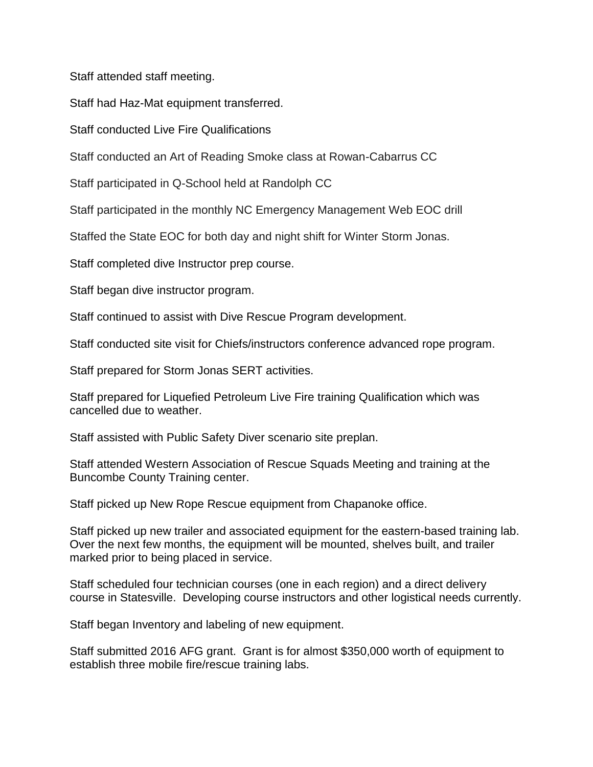Staff attended staff meeting.

Staff had Haz-Mat equipment transferred.

Staff conducted Live Fire Qualifications

Staff conducted an Art of Reading Smoke class at Rowan-Cabarrus CC

Staff participated in Q-School held at Randolph CC

Staff participated in the monthly NC Emergency Management Web EOC drill

Staffed the State EOC for both day and night shift for Winter Storm Jonas.

Staff completed dive Instructor prep course.

Staff began dive instructor program.

Staff continued to assist with Dive Rescue Program development.

Staff conducted site visit for Chiefs/instructors conference advanced rope program.

Staff prepared for Storm Jonas SERT activities.

Staff prepared for Liquefied Petroleum Live Fire training Qualification which was cancelled due to weather.

Staff assisted with Public Safety Diver scenario site preplan.

Staff attended Western Association of Rescue Squads Meeting and training at the Buncombe County Training center.

Staff picked up New Rope Rescue equipment from Chapanoke office.

Staff picked up new trailer and associated equipment for the eastern-based training lab. Over the next few months, the equipment will be mounted, shelves built, and trailer marked prior to being placed in service.

Staff scheduled four technician courses (one in each region) and a direct delivery course in Statesville. Developing course instructors and other logistical needs currently.

Staff began Inventory and labeling of new equipment.

Staff submitted 2016 AFG grant. Grant is for almost $350,000 worth of equipment to establish three mobile fire/rescue training labs.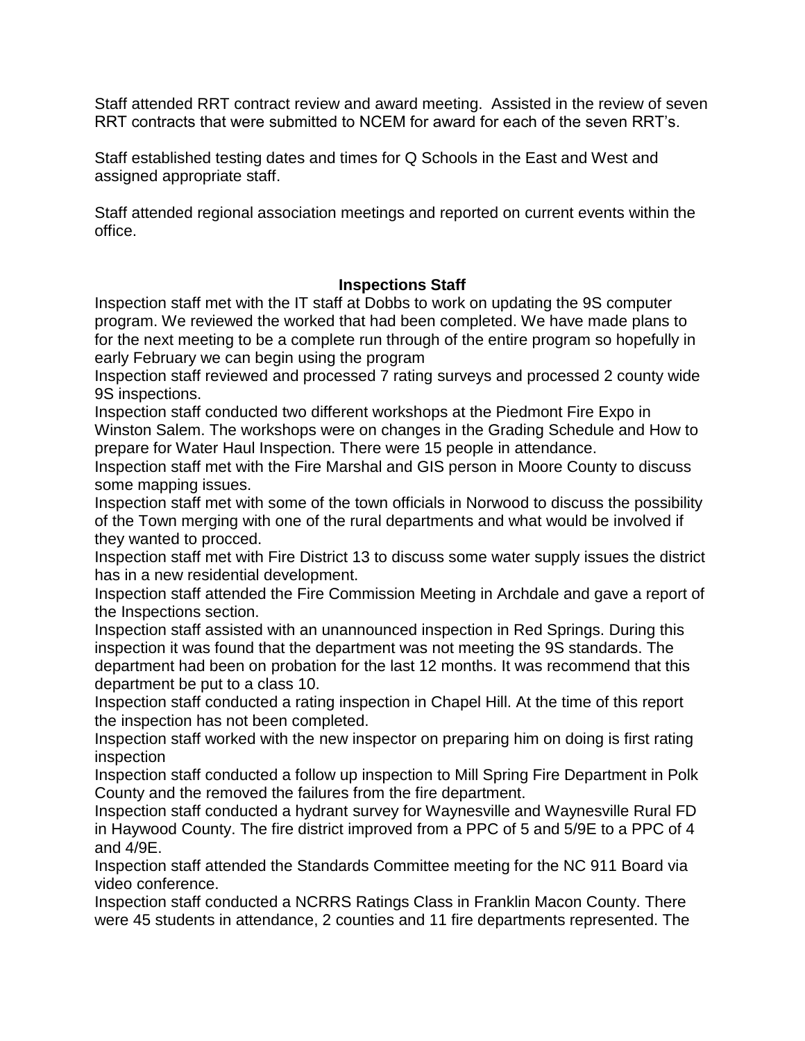Staff attended RRT contract review and award meeting. Assisted in the review of seven RRT contracts that were submitted to NCEM for award for each of the seven RRT's.

Staff established testing dates and times for Q Schools in the East and West and assigned appropriate staff.

Staff attended regional association meetings and reported on current events within the office.

## Inspections Staff

Inspection staff met with the IT staff at Dobbs to work on updating the 9S computer program. We reviewed the worked that had been completed. We have made plans to for the next meeting to be a complete run through of the entire program so hopefully in early February we can begin using the program

Inspection staff reviewed and processed 7 rating surveys and processed 2 county wide 9S inspections.

Inspection staff conducted two different workshops at the Piedmont Fire Expo in Winston Salem. The workshops were on changes in the Grading Schedule and How to prepare for Water Haul Inspection. There were 15 people in attendance.

Inspection staff met with the Fire Marshal and GIS person in Moore County to discuss some mapping issues.

Inspection staff met with some of the town officials in Norwood to discuss the possibility of the Town merging with one of the rural departments and what would be involved if they wanted to procced.

Inspection staff met with Fire District 13 to discuss some water supply issues the district has in a new residential development.

Inspection staff attended the Fire Commission Meeting in Archdale and gave a report of the Inspections section.

Inspection staff assisted with an unannounced inspection in Red Springs. During this inspection it was found that the department was not meeting the 9S standards. The department had been on probation for the last 12 months. It was recommend that this department be put to a class 10.

Inspection staff conducted a rating inspection in Chapel Hill. At the time of this report the inspection has not been completed.

Inspection staff worked with the new inspector on preparing him on doing is first rating inspection

Inspection staff conducted a follow up inspection to Mill Spring Fire Department in Polk County and the removed the failures from the fire department.

Inspection staff conducted a hydrant survey for Waynesville and Waynesville Rural FD in Haywood County. The fire district improved from a PPC of 5 and 5/9E to a PPC of 4 and 4/9E.

Inspection staff attended the Standards Committee meeting for the NC 911 Board via video conference.

Inspection staff conducted a NCRRS Ratings Class in Franklin Macon County. There were 45 students in attendance, 2 counties and 11 fire departments represented. The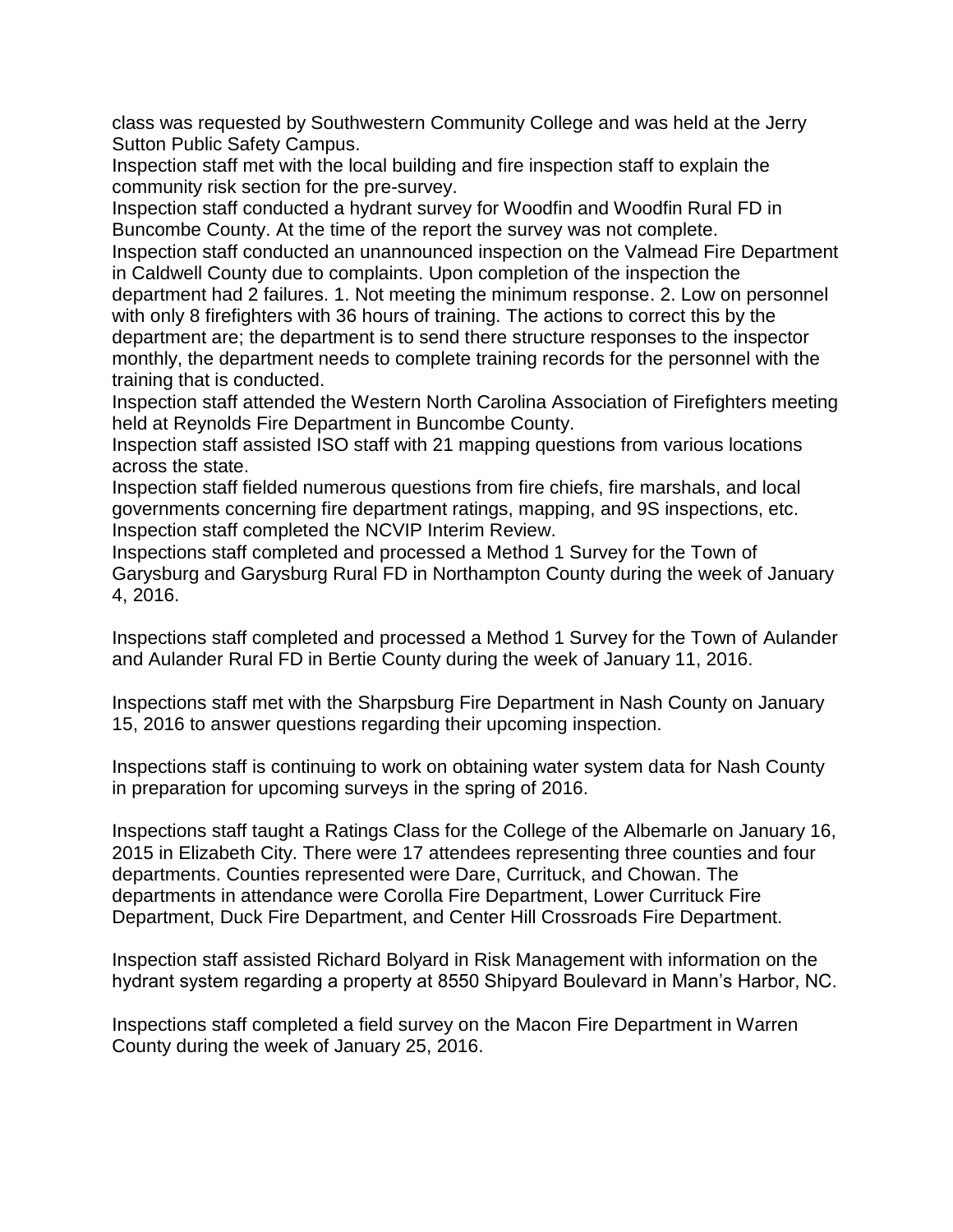class was requested by Southwestern Community College and was held at the Jerry Sutton Public Safety Campus.

Inspection staff met with the local building and fire inspection staff to explain the community risk section for the pre-survey.

Inspection staff conducted a hydrant survey for Woodfin and Woodfin Rural FD in Buncombe County. At the time of the report the survey was not complete.

Inspection staff conducted an unannounced inspection on the Valmead Fire Department in Caldwell County due to complaints. Upon completion of the inspection the department had 2 failures. 1. Not meeting the minimum response. 2. Low on personnel with only 8 firefighters with 36 hours of training. The actions to correct this by the department are; the department is to send there structure responses to the inspector monthly, the department needs to complete training records for the personnel with the training that is conducted.

Inspection staff attended the Western North Carolina Association of Firefighters meeting held at Reynolds Fire Department in Buncombe County.

Inspection staff assisted ISO staff with 21 mapping questions from various locations across the state.

Inspection staff fielded numerous questions from fire chiefs, fire marshals, and local governments concerning fire department ratings, mapping, and 9S inspections, etc.

Inspection staff completed the NCVIP Interim Review.

Inspections staff completed and processed a Method 1 Survey for the Town of Garysburg and Garysburg Rural FD in Northampton County during the week of January 4, 2016.

Inspections staff completed and processed a Method 1 Survey for the Town of Aulander and Aulander Rural FD in Bertie County during the week of January 11, 2016.

Inspections staff met with the Sharpsburg Fire Department in Nash County on January 15, 2016 to answer questions regarding their upcoming inspection.

Inspections staff is continuing to work on obtaining water system data for Nash County in preparation for upcoming surveys in the spring of 2016.

Inspections staff taught a Ratings Class for the College of the Albemarle on January 16, 2015 in Elizabeth City. There were 17 attendees representing three counties and four departments. Counties represented were Dare, Currituck, and Chowan. The departments in attendance were Corolla Fire Department, Lower Currituck Fire Department, Duck Fire Department, and Center Hill Crossroads Fire Department.

Inspection staff assisted Richard Bolyard in Risk Management with information on the hydrant system regarding a property at 8550 Shipyard Boulevard in Mann's Harbor, NC.

Inspections staff completed a field survey on the Macon Fire Department in Warren County during the week of January 25, 2016.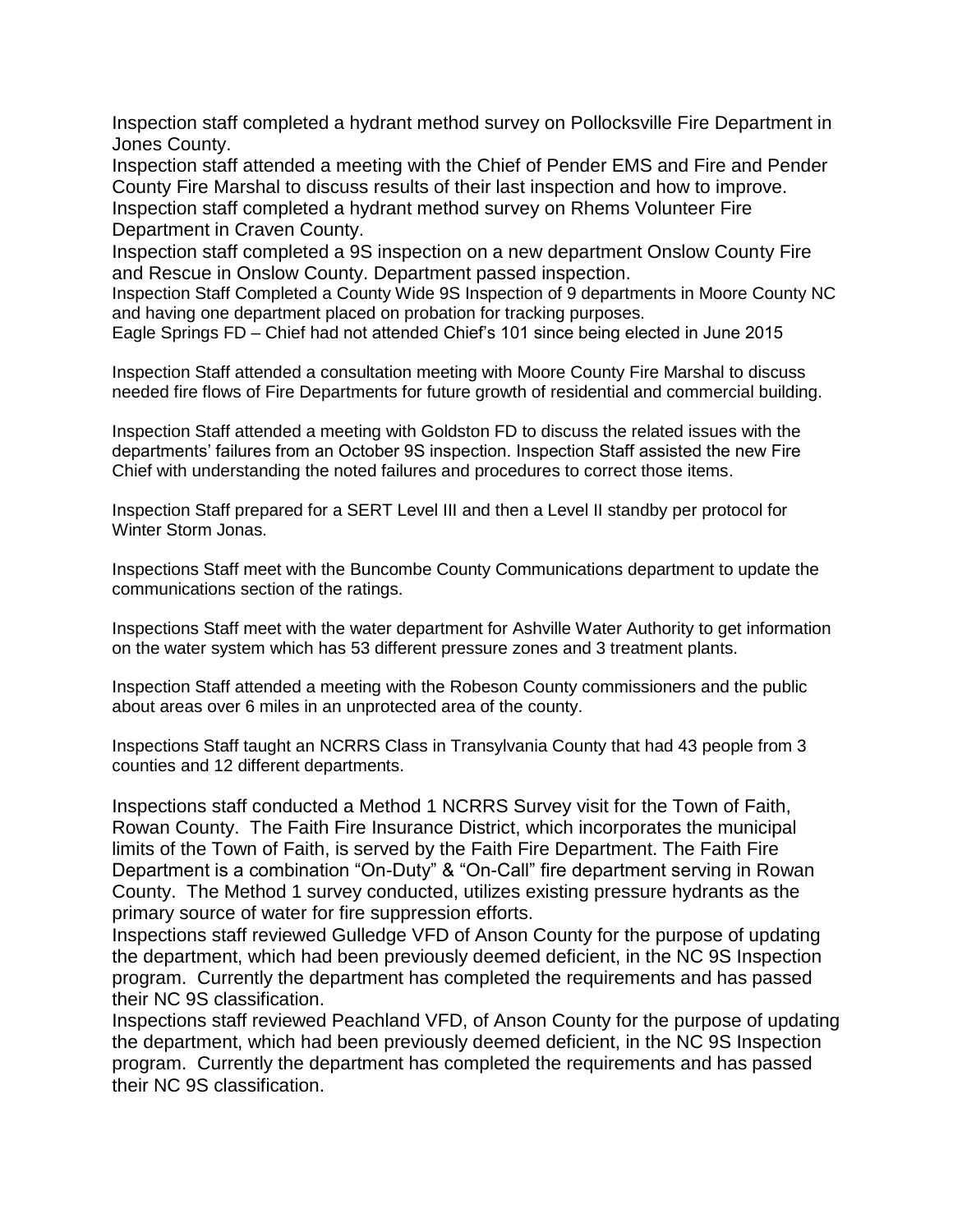Inspection staff completed a hydrant method survey on Pollocksville Fire Department in Jones County.

Inspection staff attended a meeting with the Chief of Pender EMS and Fire and Pender County Fire Marshal to discuss results of their last inspection and how to improve.

Inspection staff completed a hydrant method survey on Rhems Volunteer Fire Department in Craven County.

Inspection staff completed a 9S inspection on a new department Onslow County Fire and Rescue in Onslow County. Department passed inspection.

Inspection Staff Completed a County Wide 9S Inspection of 9 departments in Moore County NC and having one department placed on probation for tracking purposes.

Eagle Springs FD – Chief had not attended Chief's 101 since being elected in June 2015

Inspection Staff attended a consultation meeting with Moore County Fire Marshal to discuss needed fire flows of Fire Departments for future growth of residential and commercial building.

Inspection Staff attended a meeting with Goldston FD to discuss the related issues with the departments' failures from an October 9S inspection. Inspection Staff assisted the new Fire Chief with understanding the noted failures and procedures to correct those items.

Inspection Staff prepared for a SERT Level III and then a Level II standby per protocol for Winter Storm Jonas.

Inspections Staff meet with the Buncombe County Communications department to update the communications section of the ratings.

Inspections Staff meet with the water department for Ashville Water Authority to get information on the water system which has 53 different pressure zones and 3 treatment plants.

Inspection Staff attended a meeting with the Robeson County commissioners and the public about areas over 6 miles in an unprotected area of the county.

Inspections Staff taught an NCRRS Class in Transylvania County that had 43 people from 3 counties and 12 different departments.

Inspections staff conducted a Method 1 NCRRS Survey visit for the Town of Faith, Rowan County. The Faith Fire Insurance District, which incorporates the municipal limits of the Town of Faith, is served by the Faith Fire Department. The Faith Fire Department is a combination "On-Duty" & "On-Call" fire department serving in Rowan County. The Method 1 survey conducted, utilizes existing pressure hydrants as the primary source of water for fire suppression efforts.

Inspections staff reviewed Gulledge VFD of Anson County for the purpose of updating the department, which had been previously deemed deficient, in the NC 9S Inspection program. Currently the department has completed the requirements and has passed their NC 9S classification.

Inspections staff reviewed Peachland VFD, of Anson County for the purpose of updating the department, which had been previously deemed deficient, in the NC 9S Inspection program. Currently the department has completed the requirements and has passed their NC 9S classification.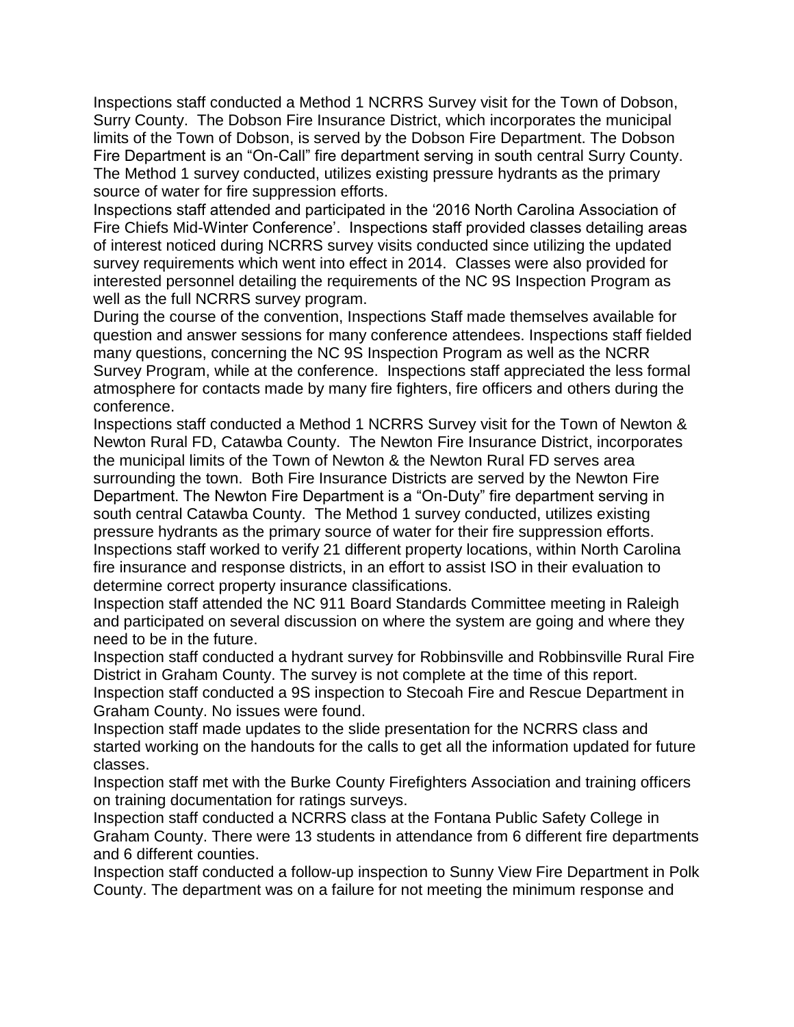Inspections staff conducted a Method 1 NCRRS Survey visit for the Town of Dobson, Surry County. The Dobson Fire Insurance District, which incorporates the municipal limits of the Town of Dobson, is served by the Dobson Fire Department. The Dobson Fire Department is an "On-Call" fire department serving in south central Surry County. The Method 1 survey conducted, utilizes existing pressure hydrants as the primary source of water for fire suppression efforts.

Inspections staff attended and participated in the '2016 North Carolina Association of Fire Chiefs Mid-Winter Conference'. Inspections staff provided classes detailing areas of interest noticed during NCRRS survey visits conducted since utilizing the updated survey requirements which went into effect in 2014. Classes were also provided for interested personnel detailing the requirements of the NC 9S Inspection Program as well as the full NCRRS survey program.

During the course of the convention, Inspections Staff made themselves available for question and answer sessions for many conference attendees. Inspections staff fielded many questions, concerning the NC 9S Inspection Program as well as the NCRR Survey Program, while at the conference. Inspections staff appreciated the less formal atmosphere for contacts made by many fire fighters, fire officers and others during the conference.

Inspections staff conducted a Method 1 NCRRS Survey visit for the Town of Newton & Newton Rural FD, Catawba County. The Newton Fire Insurance District, incorporates the municipal limits of the Town of Newton & the Newton Rural FD serves area surrounding the town. Both Fire Insurance Districts are served by the Newton Fire Department. The Newton Fire Department is a "On-Duty" fire department serving in south central Catawba County. The Method 1 survey conducted, utilizes existing pressure hydrants as the primary source of water for their fire suppression efforts.

Inspections staff worked to verify 21 different property locations, within North Carolina fire insurance and response districts, in an effort to assist ISO in their evaluation to determine correct property insurance classifications.

Inspection staff attended the NC 911 Board Standards Committee meeting in Raleigh and participated on several discussion on where the system are going and where they need to be in the future.

Inspection staff conducted a hydrant survey for Robbinsville and Robbinsville Rural Fire District in Graham County. The survey is not complete at the time of this report.

Inspection staff conducted a 9S inspection to Stecoah Fire and Rescue Department in Graham County. No issues were found.

Inspection staff made updates to the slide presentation for the NCRRS class and started working on the handouts for the calls to get all the information updated for future classes.

Inspection staff met with the Burke County Firefighters Association and training officers on training documentation for ratings surveys.

Inspection staff conducted a NCRRS class at the Fontana Public Safety College in Graham County. There were 13 students in attendance from 6 different fire departments and 6 different counties.

Inspection staff conducted a follow-up inspection to Sunny View Fire Department in Polk County. The department was on a failure for not meeting the minimum response and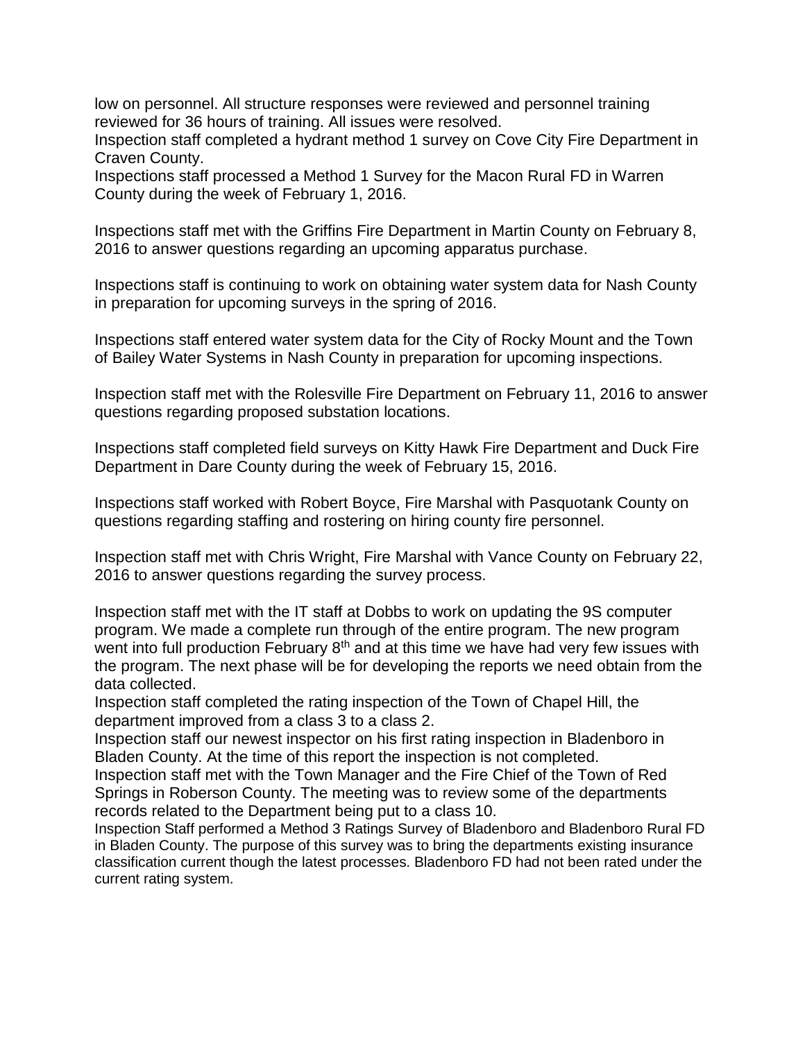low on personnel. All structure responses were reviewed and personnel training reviewed for 36 hours of training. All issues were resolved.
Inspection staff completed a hydrant method 1 survey on Cove City Fire Department in Craven County.
Inspections staff processed a Method 1 Survey for the Macon Rural FD in Warren County during the week of February 1, 2016.

Inspections staff met with the Griffins Fire Department in Martin County on February 8, 2016 to answer questions regarding an upcoming apparatus purchase.

Inspections staff is continuing to work on obtaining water system data for Nash County in preparation for upcoming surveys in the spring of 2016.

Inspections staff entered water system data for the City of Rocky Mount and the Town of Bailey Water Systems in Nash County in preparation for upcoming inspections.

Inspection staff met with the Rolesville Fire Department on February 11, 2016 to answer questions regarding proposed substation locations.

Inspections staff completed field surveys on Kitty Hawk Fire Department and Duck Fire Department in Dare County during the week of February 15, 2016.

Inspections staff worked with Robert Boyce, Fire Marshal with Pasquotank County on questions regarding staffing and rostering on hiring county fire personnel.

Inspection staff met with Chris Wright, Fire Marshal with Vance County on February 22, 2016 to answer questions regarding the survey process.

Inspection staff met with the IT staff at Dobbs to work on updating the 9S computer program. We made a complete run through of the entire program. The new program went into full production February 8th and at this time we have had very few issues with the program. The next phase will be for developing the reports we need obtain from the data collected.
Inspection staff completed the rating inspection of the Town of Chapel Hill, the department improved from a class 3 to a class 2.
Inspection staff our newest inspector on his first rating inspection in Bladenboro in Bladen County. At the time of this report the inspection is not completed.
Inspection staff met with the Town Manager and the Fire Chief of the Town of Red Springs in Roberson County. The meeting was to review some of the departments records related to the Department being put to a class 10.
Inspection Staff performed a Method 3 Ratings Survey of Bladenboro and Bladenboro Rural FD in Bladen County. The purpose of this survey was to bring the departments existing insurance classification current though the latest processes. Bladenboro FD had not been rated under the current rating system.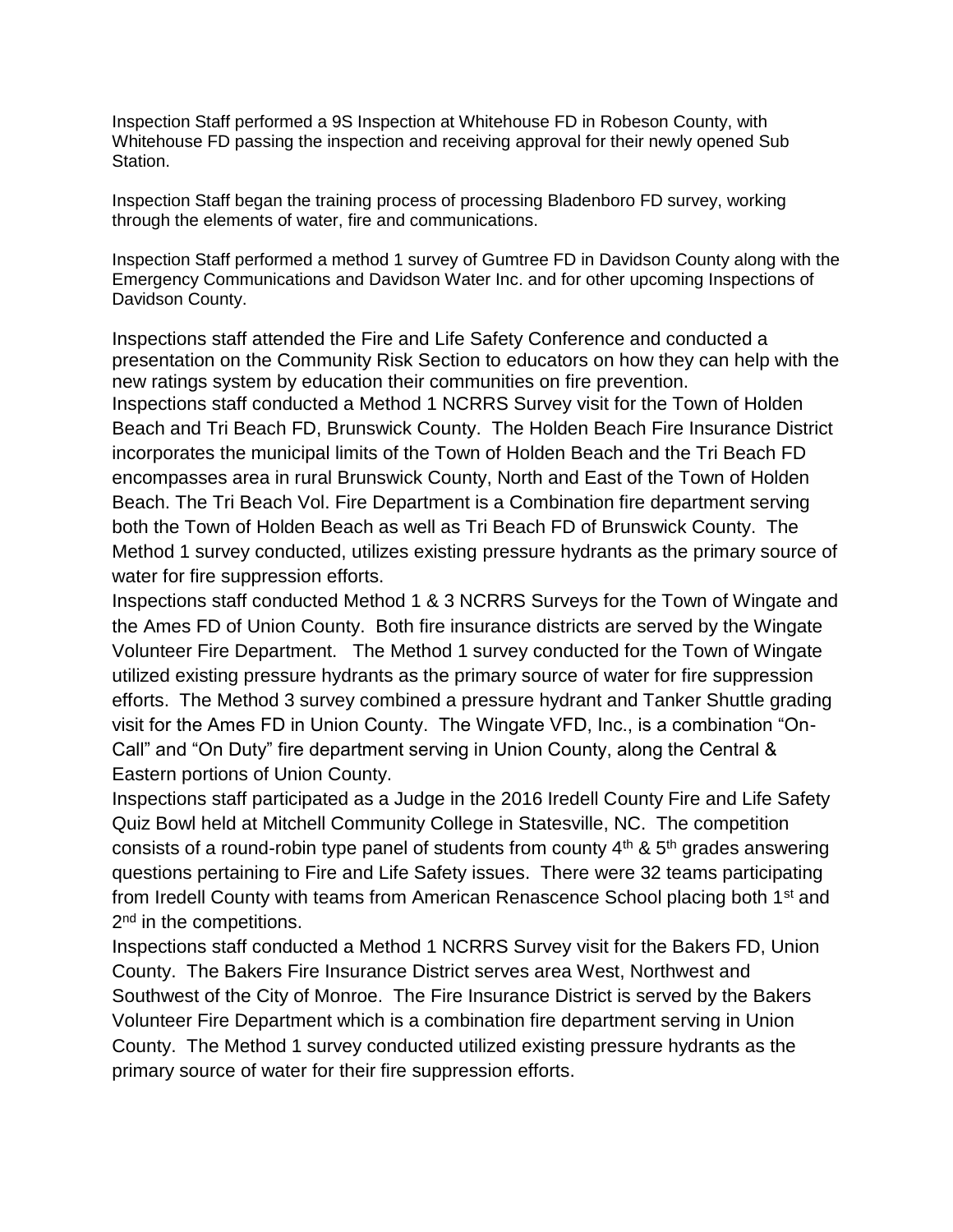Inspection Staff performed a 9S Inspection at Whitehouse FD in Robeson County, with Whitehouse FD passing the inspection and receiving approval for their newly opened Sub Station.

Inspection Staff began the training process of processing Bladenboro FD survey, working through the elements of water, fire and communications.

Inspection Staff performed a method 1 survey of Gumtree FD in Davidson County along with the Emergency Communications and Davidson Water Inc. and for other upcoming Inspections of Davidson County.

Inspections staff attended the Fire and Life Safety Conference and conducted a presentation on the Community Risk Section to educators on how they can help with the new ratings system by education their communities on fire prevention.

Inspections staff conducted a Method 1 NCRRS Survey visit for the Town of Holden Beach and Tri Beach FD, Brunswick County. The Holden Beach Fire Insurance District incorporates the municipal limits of the Town of Holden Beach and the Tri Beach FD encompasses area in rural Brunswick County, North and East of the Town of Holden Beach. The Tri Beach Vol. Fire Department is a Combination fire department serving both the Town of Holden Beach as well as Tri Beach FD of Brunswick County. The Method 1 survey conducted, utilizes existing pressure hydrants as the primary source of water for fire suppression efforts.

Inspections staff conducted Method 1 & 3 NCRRS Surveys for the Town of Wingate and the Ames FD of Union County. Both fire insurance districts are served by the Wingate Volunteer Fire Department. The Method 1 survey conducted for the Town of Wingate utilized existing pressure hydrants as the primary source of water for fire suppression efforts. The Method 3 survey combined a pressure hydrant and Tanker Shuttle grading visit for the Ames FD in Union County. The Wingate VFD, Inc., is a combination "On-Call" and "On Duty" fire department serving in Union County, along the Central & Eastern portions of Union County.

Inspections staff participated as a Judge in the 2016 Iredell County Fire and Life Safety Quiz Bowl held at Mitchell Community College in Statesville, NC. The competition consists of a round-robin type panel of students from county 4th & 5th grades answering questions pertaining to Fire and Life Safety issues. There were 32 teams participating from Iredell County with teams from American Renascence School placing both 1st and 2nd in the competitions.

Inspections staff conducted a Method 1 NCRRS Survey visit for the Bakers FD, Union County. The Bakers Fire Insurance District serves area West, Northwest and Southwest of the City of Monroe. The Fire Insurance District is served by the Bakers Volunteer Fire Department which is a combination fire department serving in Union County. The Method 1 survey conducted utilized existing pressure hydrants as the primary source of water for their fire suppression efforts.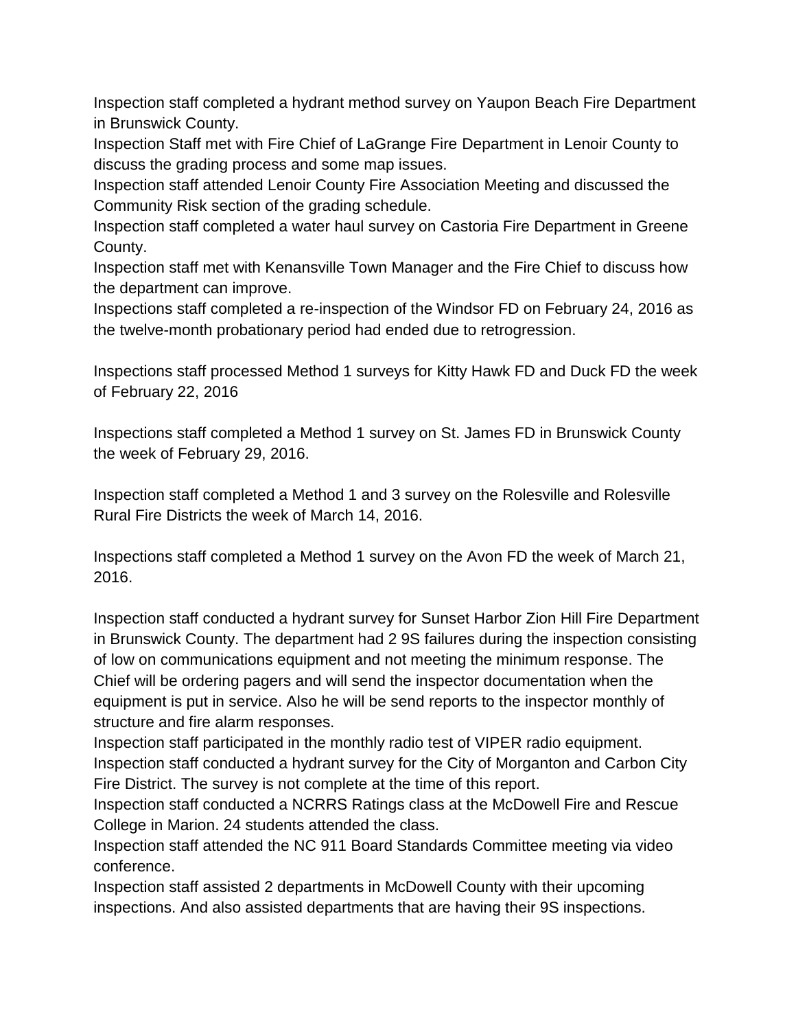Inspection staff completed a hydrant method survey on Yaupon Beach Fire Department in Brunswick County.
Inspection Staff met with Fire Chief of LaGrange Fire Department in Lenoir County to discuss the grading process and some map issues.
Inspection staff attended Lenoir County Fire Association Meeting and discussed the Community Risk section of the grading schedule.
Inspection staff completed a water haul survey on Castoria Fire Department in Greene County.
Inspection staff met with Kenansville Town Manager and the Fire Chief to discuss how the department can improve.
Inspections staff completed a re-inspection of the Windsor FD on February 24, 2016 as the twelve-month probationary period had ended due to retrogression.

Inspections staff processed Method 1 surveys for Kitty Hawk FD and Duck FD the week of February 22, 2016

Inspections staff completed a Method 1 survey on St. James FD in Brunswick County the week of February 29, 2016.

Inspection staff completed a Method 1 and 3 survey on the Rolesville and Rolesville Rural Fire Districts the week of March 14, 2016.

Inspections staff completed a Method 1 survey on the Avon FD the week of March 21, 2016.

Inspection staff conducted a hydrant survey for Sunset Harbor Zion Hill Fire Department in Brunswick County. The department had 2 9S failures during the inspection consisting of low on communications equipment and not meeting the minimum response. The Chief will be ordering pagers and will send the inspector documentation when the equipment is put in service. Also he will be send reports to the inspector monthly of structure and fire alarm responses.
Inspection staff participated in the monthly radio test of VIPER radio equipment.
Inspection staff conducted a hydrant survey for the City of Morganton and Carbon City Fire District. The survey is not complete at the time of this report.
Inspection staff conducted a NCRRS Ratings class at the McDowell Fire and Rescue College in Marion. 24 students attended the class.
Inspection staff attended the NC 911 Board Standards Committee meeting via video conference.
Inspection staff assisted 2 departments in McDowell County with their upcoming inspections. And also assisted departments that are having their 9S inspections.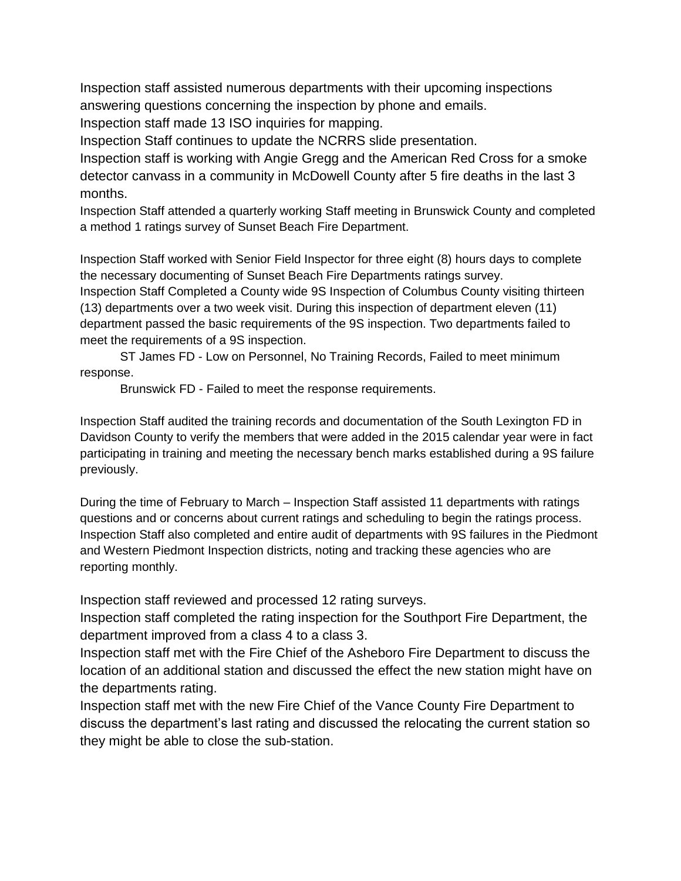Inspection staff assisted numerous departments with their upcoming inspections answering questions concerning the inspection by phone and emails.

Inspection staff made 13 ISO inquiries for mapping.

Inspection Staff continues to update the NCRRS slide presentation.

Inspection staff is working with Angie Gregg and the American Red Cross for a smoke detector canvass in a community in McDowell County after 5 fire deaths in the last 3 months.

Inspection Staff attended a quarterly working Staff meeting in Brunswick County and completed a method 1 ratings survey of Sunset Beach Fire Department.

Inspection Staff worked with Senior Field Inspector for three eight (8) hours days to complete the necessary documenting of Sunset Beach Fire Departments ratings survey.

Inspection Staff Completed a County wide 9S Inspection of Columbus County visiting thirteen (13) departments over a two week visit. During this inspection of department eleven (11) department passed the basic requirements of the 9S inspection. Two departments failed to meet the requirements of a 9S inspection.

ST James FD - Low on Personnel, No Training Records, Failed to meet minimum response.

Brunswick FD - Failed to meet the response requirements.

Inspection Staff audited the training records and documentation of the South Lexington FD in Davidson County to verify the members that were added in the 2015 calendar year were in fact participating in training and meeting the necessary bench marks established during a 9S failure previously.

During the time of February to March – Inspection Staff assisted 11 departments with ratings questions and or concerns about current ratings and scheduling to begin the ratings process. Inspection Staff also completed and entire audit of departments with 9S failures in the Piedmont and Western Piedmont Inspection districts, noting and tracking these agencies who are reporting monthly.

Inspection staff reviewed and processed 12 rating surveys.

Inspection staff completed the rating inspection for the Southport Fire Department, the department improved from a class 4 to a class 3.

Inspection staff met with the Fire Chief of the Asheboro Fire Department to discuss the location of an additional station and discussed the effect the new station might have on the departments rating.

Inspection staff met with the new Fire Chief of the Vance County Fire Department to discuss the department's last rating and discussed the relocating the current station so they might be able to close the sub-station.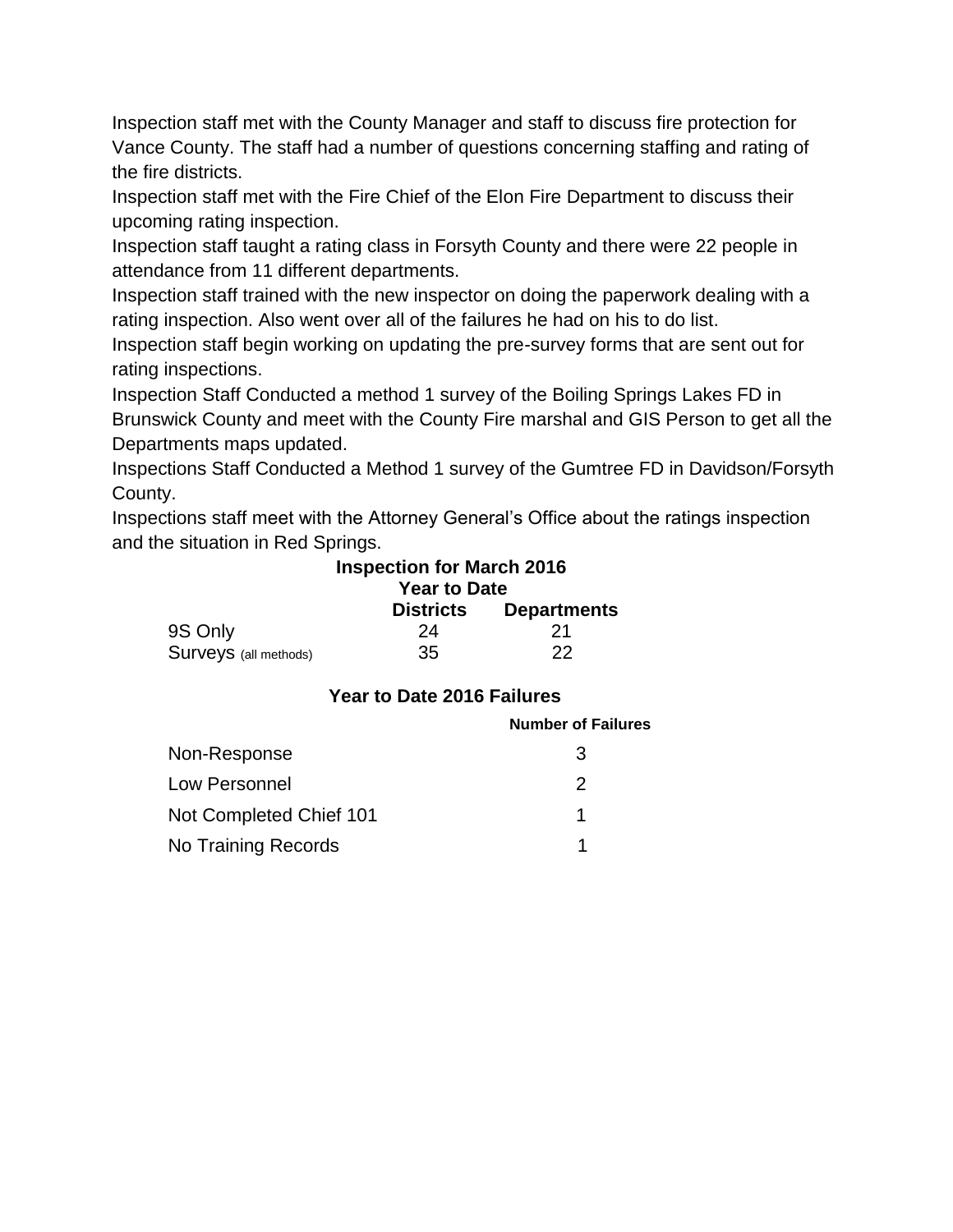Inspection staff met with the County Manager and staff to discuss fire protection for Vance County. The staff had a number of questions concerning staffing and rating of the fire districts.

Inspection staff met with the Fire Chief of the Elon Fire Department to discuss their upcoming rating inspection.

Inspection staff taught a rating class in Forsyth County and there were 22 people in attendance from 11 different departments.

Inspection staff trained with the new inspector on doing the paperwork dealing with a rating inspection. Also went over all of the failures he had on his to do list.

Inspection staff begin working on updating the pre-survey forms that are sent out for rating inspections.

Inspection Staff Conducted a method 1 survey of the Boiling Springs Lakes FD in Brunswick County and meet with the County Fire marshal and GIS Person to get all the Departments maps updated.

Inspections Staff Conducted a Method 1 survey of the Gumtree FD in Davidson/Forsyth County.

Inspections staff meet with the Attorney General's Office about the ratings inspection and the situation in Red Springs.

**Inspection for March 2016**

**Year to Date**

| | **Districts** | **Departments** |
|---|---|---|
| 9S Only | 24 | 21 |
| Surveys (all methods) | 35 | 22 |

**Year to Date 2016 Failures**

| | **Number of Failures** |
|---|---|
| Non-Response | 3 |
| Low Personnel | 2 |
| Not Completed Chief 101 | 1 |
| No Training Records | 1 |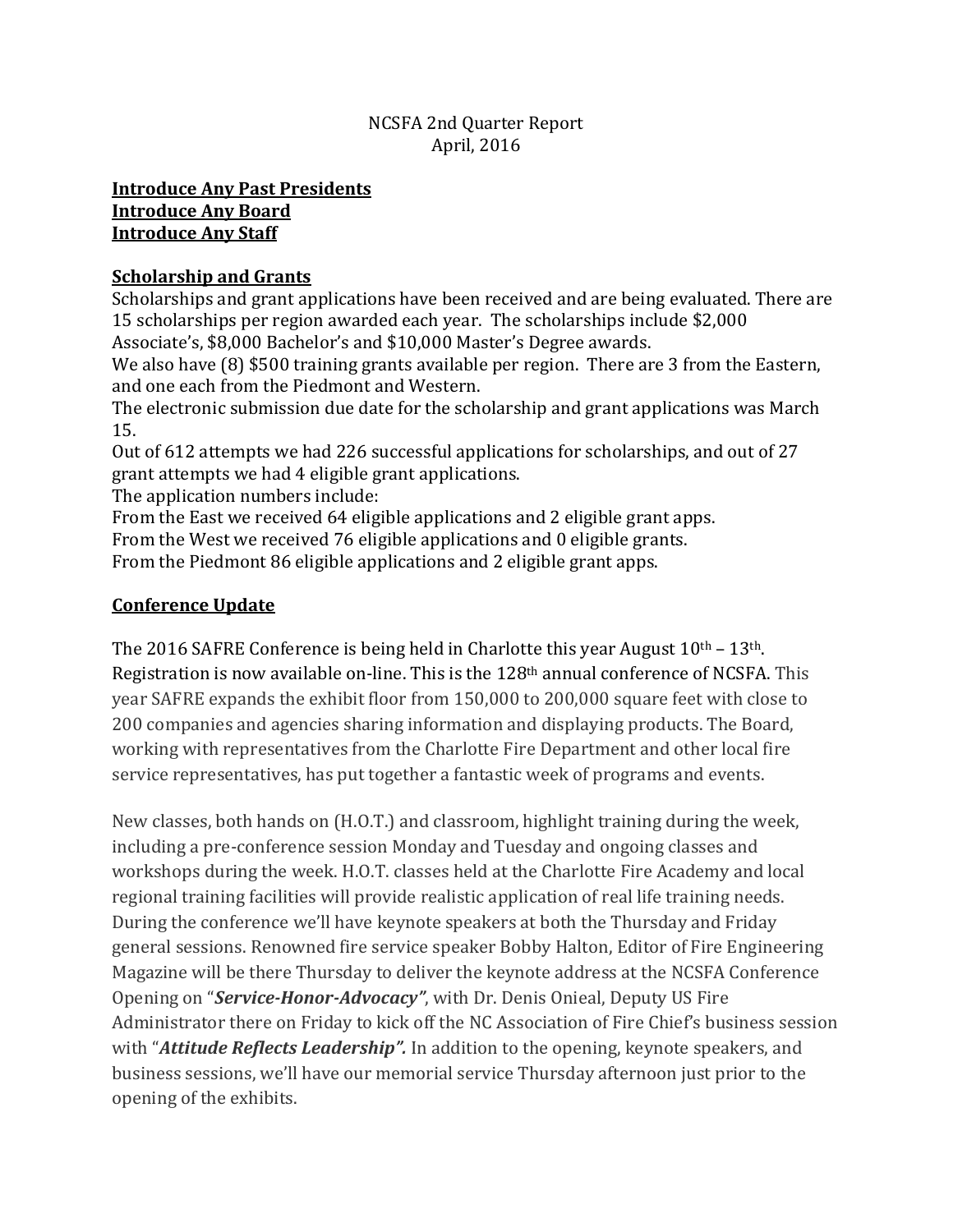NCSFA 2nd Quarter Report
April, 2016

**Introduce Any Past Presidents**
**Introduce Any Board**
**Introduce Any Staff**

## Scholarship and Grants

Scholarships and grant applications have been received and are being evaluated. There are 15 scholarships per region awarded each year. The scholarships include $2,000 Associate's, $8,000 Bachelor's and $10,000 Master's Degree awards.

We also have (8) $500 training grants available per region. There are 3 from the Eastern, and one each from the Piedmont and Western.

The electronic submission due date for the scholarship and grant applications was March 15.

Out of 612 attempts we had 226 successful applications for scholarships, and out of 27 grant attempts we had 4 eligible grant applications.

The application numbers include:

From the East we received 64 eligible applications and 2 eligible grant apps.

From the West we received 76 eligible applications and 0 eligible grants.

From the Piedmont 86 eligible applications and 2 eligible grant apps.

## Conference Update

The 2016 SAFRE Conference is being held in Charlotte this year August 10th – 13th. Registration is now available on-line. This is the 128th annual conference of NCSFA. This year SAFRE expands the exhibit floor from 150,000 to 200,000 square feet with close to 200 companies and agencies sharing information and displaying products. The Board, working with representatives from the Charlotte Fire Department and other local fire service representatives, has put together a fantastic week of programs and events.

New classes, both hands on (H.O.T.) and classroom, highlight training during the week, including a pre-conference session Monday and Tuesday and ongoing classes and workshops during the week. H.O.T. classes held at the Charlotte Fire Academy and local regional training facilities will provide realistic application of real life training needs. During the conference we'll have keynote speakers at both the Thursday and Friday general sessions. Renowned fire service speaker Bobby Halton, Editor of Fire Engineering Magazine will be there Thursday to deliver the keynote address at the NCSFA Conference Opening on "***Service-Honor-Advocacy"***, with Dr. Denis Onieal, Deputy US Fire Administrator there on Friday to kick off the NC Association of Fire Chief's business session with "***Attitude Reflects Leadership".*** In addition to the opening, keynote speakers, and business sessions, we'll have our memorial service Thursday afternoon just prior to the opening of the exhibits.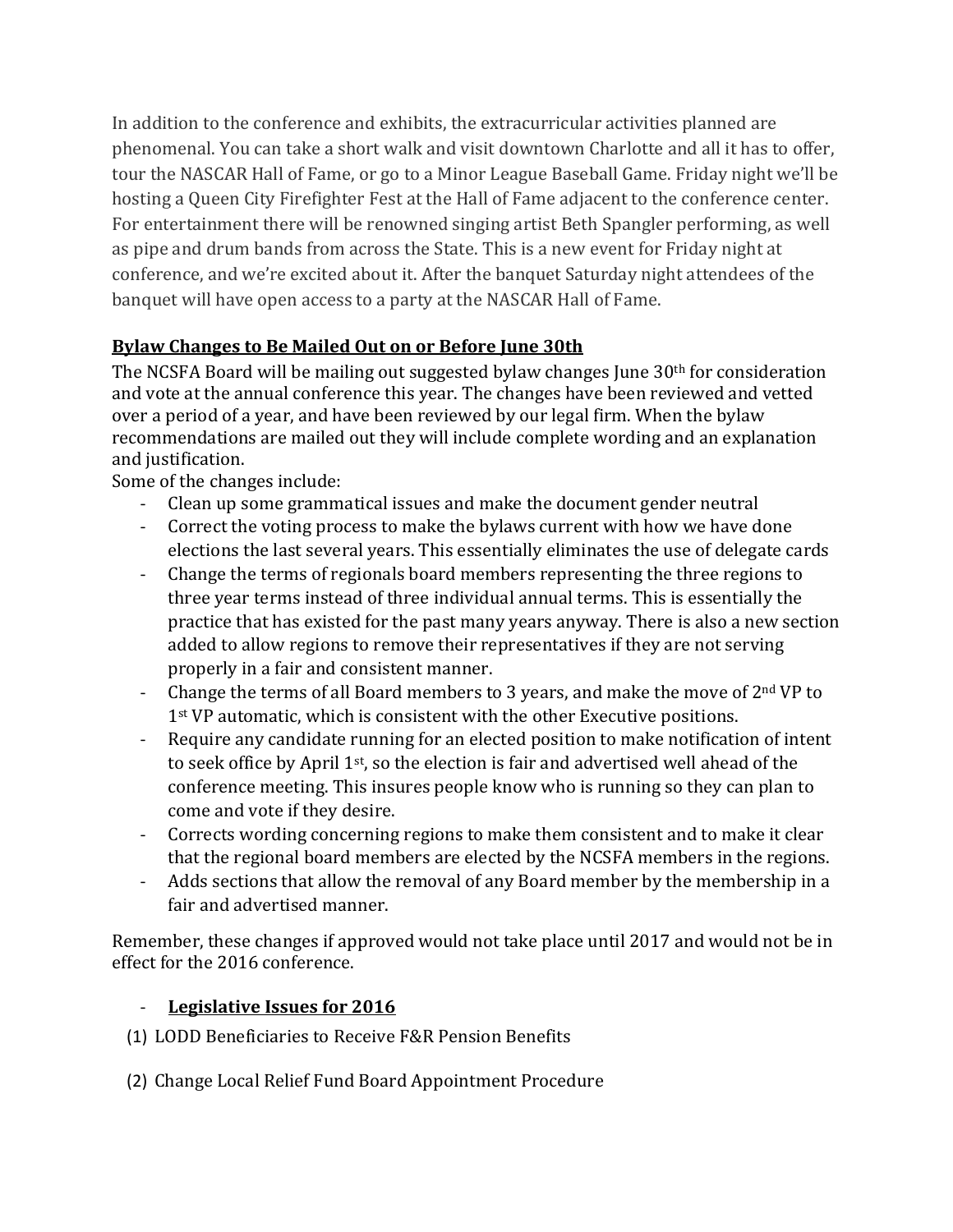In addition to the conference and exhibits, the extracurricular activities planned are phenomenal. You can take a short walk and visit downtown Charlotte and all it has to offer, tour the NASCAR Hall of Fame, or go to a Minor League Baseball Game. Friday night we'll be hosting a Queen City Firefighter Fest at the Hall of Fame adjacent to the conference center. For entertainment there will be renowned singing artist Beth Spangler performing, as well as pipe and drum bands from across the State. This is a new event for Friday night at conference, and we're excited about it. After the banquet Saturday night attendees of the banquet will have open access to a party at the NASCAR Hall of Fame.

**Bylaw Changes to Be Mailed Out on or Before June 30th**

The NCSFA Board will be mailing out suggested bylaw changes June 30th for consideration and vote at the annual conference this year. The changes have been reviewed and vetted over a period of a year, and have been reviewed by our legal firm. When the bylaw recommendations are mailed out they will include complete wording and an explanation and justification.

Some of the changes include:

- Clean up some grammatical issues and make the document gender neutral
- Correct the voting process to make the bylaws current with how we have done elections the last several years. This essentially eliminates the use of delegate cards
- Change the terms of regionals board members representing the three regions to three year terms instead of three individual annual terms. This is essentially the practice that has existed for the past many years anyway. There is also a new section added to allow regions to remove their representatives if they are not serving properly in a fair and consistent manner.
- Change the terms of all Board members to 3 years, and make the move of 2nd VP to 1st VP automatic, which is consistent with the other Executive positions.
- Require any candidate running for an elected position to make notification of intent to seek office by April 1st, so the election is fair and advertised well ahead of the conference meeting. This insures people know who is running so they can plan to come and vote if they desire.
- Corrects wording concerning regions to make them consistent and to make it clear that the regional board members are elected by the NCSFA members in the regions.
- Adds sections that allow the removal of any Board member by the membership in a fair and advertised manner.

Remember, these changes if approved would not take place until 2017 and would not be in effect for the 2016 conference.

- **Legislative Issues for 2016**

(1) LODD Beneficiaries to Receive F&R Pension Benefits

(2) Change Local Relief Fund Board Appointment Procedure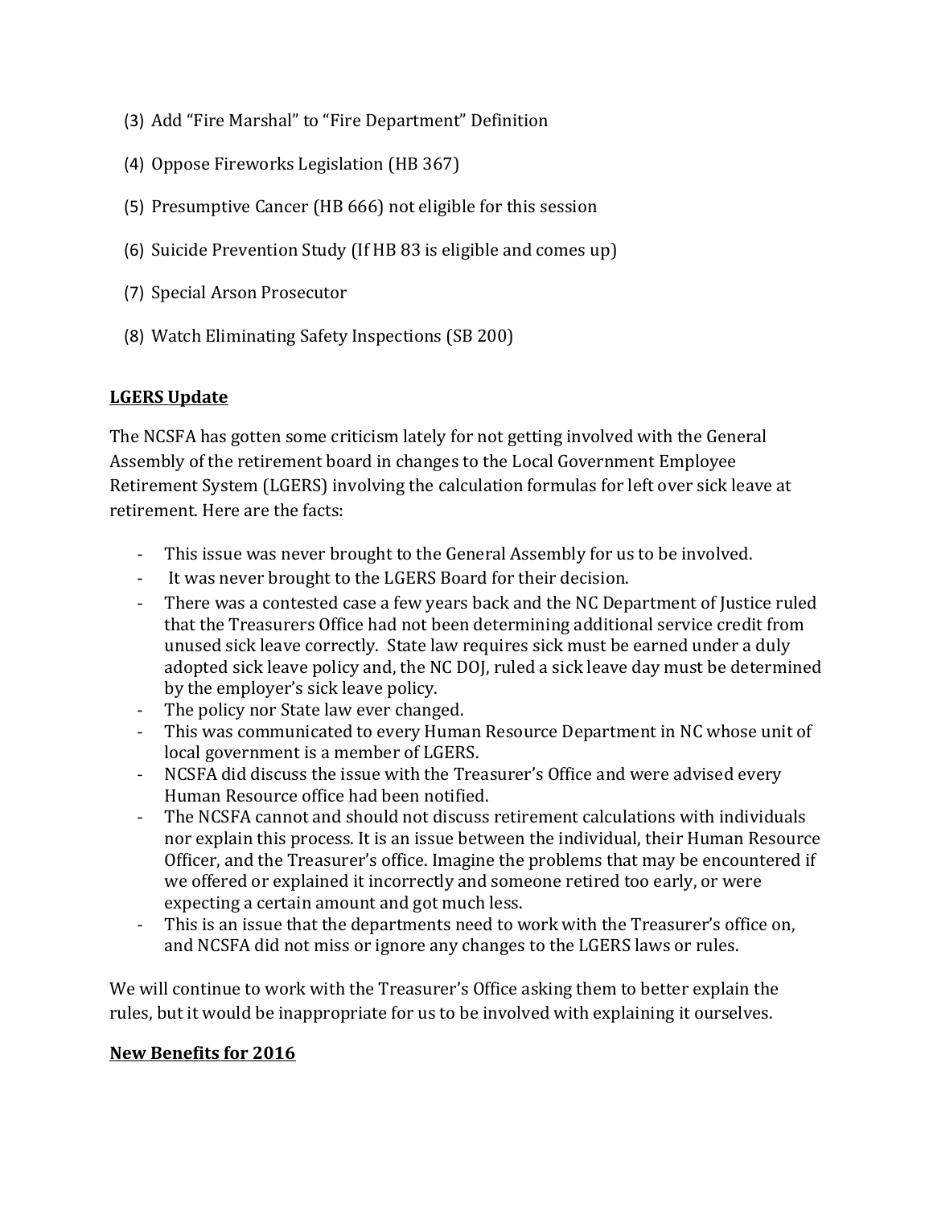(3) Add "Fire Marshal" to "Fire Department" Definition

(4) Oppose Fireworks Legislation (HB 367)

(5) Presumptive Cancer (HB 666) not eligible for this session

(6) Suicide Prevention Study (If HB 83 is eligible and comes up)

(7) Special Arson Prosecutor

(8) Watch Eliminating Safety Inspections (SB 200)

**LGERS Update**

The NCSFA has gotten some criticism lately for not getting involved with the General Assembly of the retirement board in changes to the Local Government Employee Retirement System (LGERS) involving the calculation formulas for left over sick leave at retirement. Here are the facts:

- This issue was never brought to the General Assembly for us to be involved.
- It was never brought to the LGERS Board for their decision.
- There was a contested case a few years back and the NC Department of Justice ruled that the Treasurers Office had not been determining additional service credit from unused sick leave correctly. State law requires sick must be earned under a duly adopted sick leave policy and, the NC DOJ, ruled a sick leave day must be determined by the employer's sick leave policy.
- The policy nor State law ever changed.
- This was communicated to every Human Resource Department in NC whose unit of local government is a member of LGERS.
- NCSFA did discuss the issue with the Treasurer's Office and were advised every Human Resource office had been notified.
- The NCSFA cannot and should not discuss retirement calculations with individuals nor explain this process. It is an issue between the individual, their Human Resource Officer, and the Treasurer's office. Imagine the problems that may be encountered if we offered or explained it incorrectly and someone retired too early, or were expecting a certain amount and got much less.
- This is an issue that the departments need to work with the Treasurer's office on, and NCSFA did not miss or ignore any changes to the LGERS laws or rules.

We will continue to work with the Treasurer's Office asking them to better explain the rules, but it would be inappropriate for us to be involved with explaining it ourselves.

**New Benefits for 2016**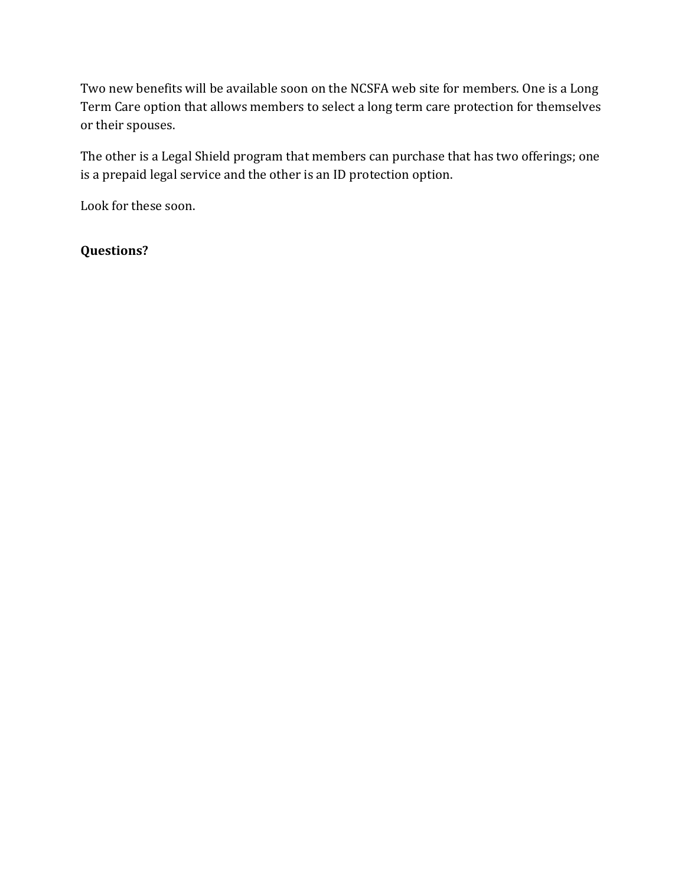Two new benefits will be available soon on the NCSFA web site for members. One is a Long Term Care option that allows members to select a long term care protection for themselves or their spouses.

The other is a Legal Shield program that members can purchase that has two offerings; one is a prepaid legal service and the other is an ID protection option.

Look for these soon.

**Questions?**